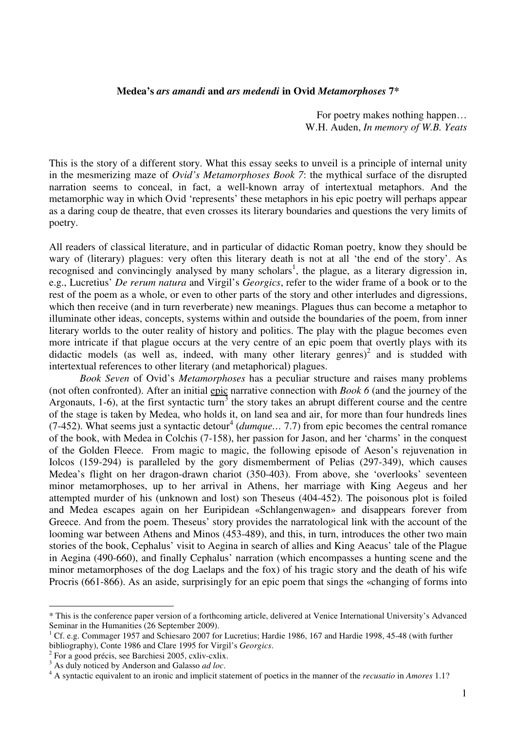**Medea's *ars amandi* and *ars medendi* in Ovid *Metamorphoses* 7***

For poetry makes nothing happen…
W.H. Auden, *In memory of W.B. Yeats*

This is the story of a different story. What this essay seeks to unveil is a principle of internal unity in the mesmerizing maze of *Ovid's Metamorphoses Book 7*: the mythical surface of the disrupted narration seems to conceal, in fact, a well-known array of intertextual metaphors. And the metamorphic way in which Ovid 'represents' these metaphors in his epic poetry will perhaps appear as a daring coup de theatre, that even crosses its literary boundaries and questions the very limits of poetry.

All readers of classical literature, and in particular of didactic Roman poetry, know they should be wary of (literary) plagues: very often this literary death is not at all 'the end of the story'. As recognised and convincingly analysed by many scholars[1], the plague, as a literary digression in, e.g., Lucretius' *De rerum natura* and Virgil's *Georgics*, refer to the wider frame of a book or to the rest of the poem as a whole, or even to other parts of the story and other interludes and digressions, which then receive (and in turn reverberate) new meanings. Plagues thus can become a metaphor to illuminate other ideas, concepts, systems within and outside the boundaries of the poem, from inner literary worlds to the outer reality of history and politics. The play with the plague becomes even more intricate if that plague occurs at the very centre of an epic poem that overtly plays with its didactic models (as well as, indeed, with many other literary genres)[2] and is studded with intertextual references to other literary (and metaphorical) plagues.

*Book Seven* of Ovid's *Metamorphoses* has a peculiar structure and raises many problems (not often confronted). After an initial epic narrative connection with *Book 6* (and the journey of the Argonauts, 1-6), at the first syntactic turn[3] the story takes an abrupt different course and the centre of the stage is taken by Medea, who holds it, on land sea and air, for more than four hundreds lines (7-452). What seems just a syntactic detour[4] (*dumque…* 7.7) from epic becomes the central romance of the book, with Medea in Colchis (7-158), her passion for Jason, and her 'charms' in the conquest of the Golden Fleece. From magic to magic, the following episode of Aeson's rejuvenation in Iolcos (159-294) is paralleled by the gory dismemberment of Pelias (297-349), which causes Medea's flight on her dragon-drawn chariot (350-403). From above, she 'overlooks' seventeen minor metamorphoses, up to her arrival in Athens, her marriage with King Aegeus and her attempted murder of his (unknown and lost) son Theseus (404-452). The poisonous plot is foiled and Medea escapes again on her Euripidean «Schlangenwagen» and disappears forever from Greece. And from the poem. Theseus' story provides the narratological link with the account of the looming war between Athens and Minos (453-489), and this, in turn, introduces the other two main stories of the book, Cephalus' visit to Aegina in search of allies and King Aeacus' tale of the Plague in Aegina (490-660), and finally Cephalus' narration (which encompasses a hunting scene and the minor metamorphoses of the dog Laelaps and the fox) of his tragic story and the death of his wife Procris (661-866). As an aside, surprisingly for an epic poem that sings the «changing of forms into

---

* This is the conference paper version of a forthcoming article, delivered at Venice International University's Advanced Seminar in the Humanities (26 September 2009).

[1] Cf. e.g. Commager 1957 and Schiesaro 2007 for Lucretius; Hardie 1986, 167 and Hardie 1998, 45-48 (with further bibliography), Conte 1986 and Clare 1995 for Virgil's *Georgics*.

[2] For a good précis, see Barchiesi 2005, cxliv-cxlix.

[3] As duly noticed by Anderson and Galasso *ad loc*.

[4] A syntactic equivalent to an ironic and implicit statement of poetics in the manner of the *recusatio* in *Amores* 1.1?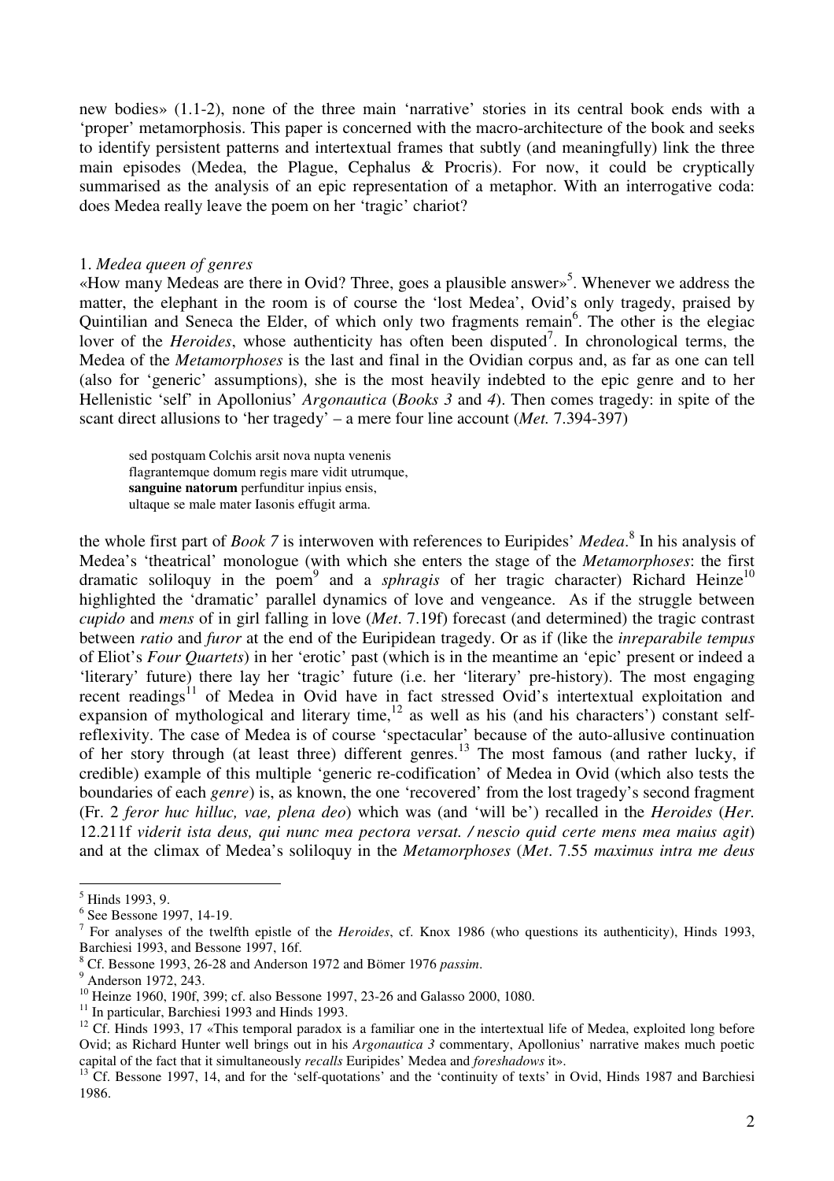new bodies» (1.1-2), none of the three main 'narrative' stories in its central book ends with a 'proper' metamorphosis. This paper is concerned with the macro-architecture of the book and seeks to identify persistent patterns and intertextual frames that subtly (and meaningfully) link the three main episodes (Medea, the Plague, Cephalus & Procris). For now, it could be cryptically summarised as the analysis of an epic representation of a metaphor. With an interrogative coda: does Medea really leave the poem on her 'tragic' chariot?

## 1. *Medea queen of genres*

«How many Medeas are there in Ovid? Three, goes a plausible answer»[5]. Whenever we address the matter, the elephant in the room is of course the 'lost Medea', Ovid's only tragedy, praised by Quintilian and Seneca the Elder, of which only two fragments remain[6]. The other is the elegiac lover of the *Heroides*, whose authenticity has often been disputed[7]. In chronological terms, the Medea of the *Metamorphoses* is the last and final in the Ovidian corpus and, as far as one can tell (also for 'generic' assumptions), she is the most heavily indebted to the epic genre and to her Hellenistic 'self' in Apollonius' *Argonautica* (*Books 3* and *4*). Then comes tragedy: in spite of the scant direct allusions to 'her tragedy' – a mere four line account (*Met.* 7.394-397)

> sed postquam Colchis arsit nova nupta venenis
> flagrantemque domum regis mare vidit utrumque,
> **sanguine natorum** perfunditur inpius ensis,
> ultaque se male mater Iasonis effugit arma.

the whole first part of *Book 7* is interwoven with references to Euripides' *Medea*.[8] In his analysis of Medea's 'theatrical' monologue (with which she enters the stage of the *Metamorphoses*: the first dramatic soliloquy in the poem[9] and a *sphragis* of her tragic character) Richard Heinze[10] highlighted the 'dramatic' parallel dynamics of love and vengeance. As if the struggle between *cupido* and *mens* of in girl falling in love (*Met.* 7.19f) forecast (and determined) the tragic contrast between *ratio* and *furor* at the end of the Euripidean tragedy. Or as if (like the *inreparabile tempus* of Eliot's *Four Quartets*) in her 'erotic' past (which is in the meantime an 'epic' present or indeed a 'literary' future) there lay her 'tragic' future (i.e. her 'literary' pre-history). The most engaging recent readings[11] of Medea in Ovid have in fact stressed Ovid's intertextual exploitation and expansion of mythological and literary time,[12] as well as his (and his characters') constant self-reflexivity. The case of Medea is of course 'spectacular' because of the auto-allusive continuation of her story through (at least three) different genres.[13] The most famous (and rather lucky, if credible) example of this multiple 'generic re-codification' of Medea in Ovid (which also tests the boundaries of each *genre*) is, as known, the one 'recovered' from the lost tragedy's second fragment (Fr. 2 *feror huc hilluc, vae, plena deo*) which was (and 'will be') recalled in the *Heroides* (*Her.* 12.211f *viderit ista deus, qui nunc mea pectora versat. / nescio quid certe mens mea maius agit*) and at the climax of Medea's soliloquy in the *Metamorphoses* (*Met.* 7.55 *maximus intra me deus*

---

[5] Hinds 1993, 9.

[6] See Bessone 1997, 14-19.

[7] For analyses of the twelfth epistle of the *Heroides*, cf. Knox 1986 (who questions its authenticity), Hinds 1993, Barchiesi 1993, and Bessone 1997, 16f.

[8] Cf. Bessone 1993, 26-28 and Anderson 1972 and Bömer 1976 *passim*.

[9] Anderson 1972, 243.

[10] Heinze 1960, 190f, 399; cf. also Bessone 1997, 23-26 and Galasso 2000, 1080.

[11] In particular, Barchiesi 1993 and Hinds 1993.

[12] Cf. Hinds 1993, 17 «This temporal paradox is a familiar one in the intertextual life of Medea, exploited long before Ovid; as Richard Hunter well brings out in his *Argonautica 3* commentary, Apollonius' narrative makes much poetic capital of the fact that it simultaneously *recalls* Euripides' Medea and *foreshadows* it».

[13] Cf. Bessone 1997, 14, and for the 'self-quotations' and the 'continuity of texts' in Ovid, Hinds 1987 and Barchiesi 1986.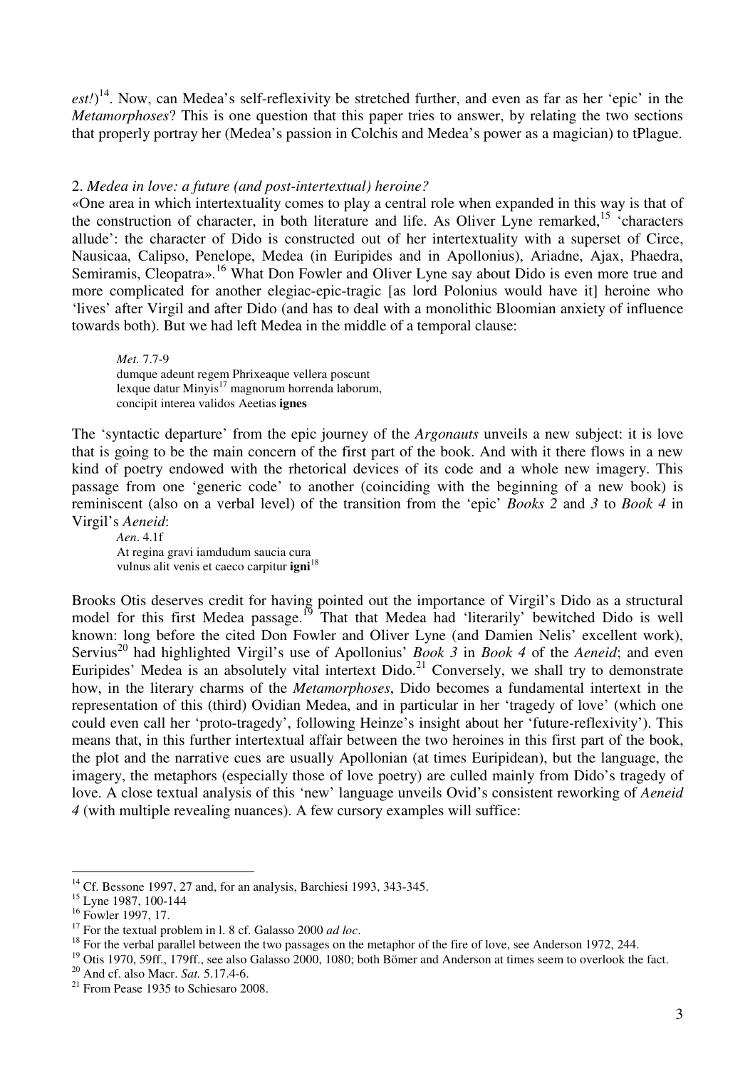*est!*)[14]. Now, can Medea's self-reflexivity be stretched further, and even as far as her 'epic' in the *Metamorphoses*? This is one question that this paper tries to answer, by relating the two sections that properly portray her (Medea's passion in Colchis and Medea's power as a magician) to tPlague.

## 2. *Medea in love: a future (and post-intertextual) heroine?*

«One area in which intertextuality comes to play a central role when expanded in this way is that of the construction of character, in both literature and life. As Oliver Lyne remarked,[15] 'characters allude': the character of Dido is constructed out of her intertextuality with a superset of Circe, Nausicaa, Calipso, Penelope, Medea (in Euripides and in Apollonius), Ariadne, Ajax, Phaedra, Semiramis, Cleopatra».[16] What Don Fowler and Oliver Lyne say about Dido is even more true and more complicated for another elegiac-epic-tragic [as lord Polonius would have it] heroine who 'lives' after Virgil and after Dido (and has to deal with a monolithic Bloomian anxiety of influence towards both). But we had left Medea in the middle of a temporal clause:

> *Met.* 7.7-9
> dumque adeunt regem Phrixeaque vellera poscunt
> lexque datur Minyis[17] magnorum horrenda laborum,
> concipit interea validos Aeetias **ignes**

The 'syntactic departure' from the epic journey of the *Argonauts* unveils a new subject: it is love that is going to be the main concern of the first part of the book. And with it there flows in a new kind of poetry endowed with the rhetorical devices of its code and a whole new imagery. This passage from one 'generic code' to another (coinciding with the beginning of a new book) is reminiscent (also on a verbal level) of the transition from the 'epic' *Books 2* and *3* to *Book 4* in Virgil's *Aeneid*:

> *Aen*. 4.1f
> At regina gravi iamdudum saucia cura
> vulnus alit venis et caeco carpitur **igni**[18]

Brooks Otis deserves credit for having pointed out the importance of Virgil's Dido as a structural model for this first Medea passage.[19] That that Medea had 'literarily' bewitched Dido is well known: long before the cited Don Fowler and Oliver Lyne (and Damien Nelis' excellent work), Servius[20] had highlighted Virgil's use of Apollonius' *Book 3* in *Book 4* of the *Aeneid*; and even Euripides' Medea is an absolutely vital intertext Dido.[21] Conversely, we shall try to demonstrate how, in the literary charms of the *Metamorphoses*, Dido becomes a fundamental intertext in the representation of this (third) Ovidian Medea, and in particular in her 'tragedy of love' (which one could even call her 'proto-tragedy', following Heinze's insight about her 'future-reflexivity'). This means that, in this further intertextual affair between the two heroines in this first part of the book, the plot and the narrative cues are usually Apollonian (at times Euripidean), but the language, the imagery, the metaphors (especially those of love poetry) are culled mainly from Dido's tragedy of love. A close textual analysis of this 'new' language unveils Ovid's consistent reworking of *Aeneid 4* (with multiple revealing nuances). A few cursory examples will suffice:

---

[14] Cf. Bessone 1997, 27 and, for an analysis, Barchiesi 1993, 343-345.
[15] Lyne 1987, 100-144
[16] Fowler 1997, 17.
[17] For the textual problem in l. 8 cf. Galasso 2000 *ad loc*.
[18] For the verbal parallel between the two passages on the metaphor of the fire of love, see Anderson 1972, 244.
[19] Otis 1970, 59ff., 179ff., see also Galasso 2000, 1080; both Bömer and Anderson at times seem to overlook the fact.
[20] And cf. also Macr. *Sat.* 5.17.4-6.
[21] From Pease 1935 to Schiesaro 2008.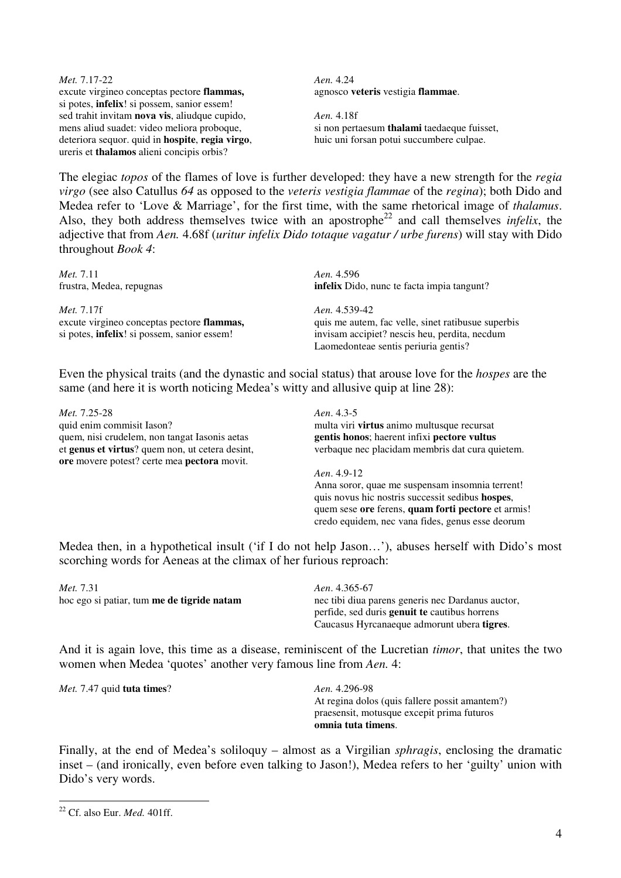*Met.* 7.17-22
excute virgineo conceptas pectore **flammas,**
si potes, **infelix**! si possem, sanior essem!
sed trahit invitam **nova vis**, aliudque cupido,
mens aliud suadet: video meliora proboque,
deteriora sequor. quid in **hospite**, **regia virgo**,
ureris et **thalamos** alieni concipis orbis?

*Aen.* 4.24
agnosco **veteris** vestigia **flammae**.

*Aen.* 4.18f
si non pertaesum **thalami** taedaeque fuisset,
huic uni forsan potui succumbere culpae.

The elegiac *topos* of the flames of love is further developed: they have a new strength for the *regia virgo* (see also Catullus *64* as opposed to the *veteris vestigia flammae* of the *regina*); both Dido and Medea refer to 'Love & Marriage', for the first time, with the same rhetorical image of *thalamus*. Also, they both address themselves twice with an apostrophe[22] and call themselves *infelix*, the adjective that from *Aen.* 4.68f (*uritur infelix Dido totaque vagatur / urbe furens*) will stay with Dido throughout *Book 4*:

*Met.* 7.11
frustra, Medea, repugnas

*Aen.* 4.596
**infelix** Dido, nunc te facta impia tangunt?

*Met.* 7.17f
excute virgineo conceptas pectore **flammas,**
si potes, **infelix**! si possem, sanior essem!

*Aen.* 4.539-42
quis me autem, fac velle, sinet ratibusue superbis
invisam accipiet? nescis heu, perdita, necdum
Laomedonteae sentis periuria gentis?

Even the physical traits (and the dynastic and social status) that arouse love for the *hospes* are the same (and here it is worth noticing Medea's witty and allusive quip at line 28):

*Met.* 7.25-28
quid enim commisit Iason?
quem, nisi crudelem, non tangat Iasonis aetas
et **genus et virtus**? quem non, ut cetera desint,
**ore** movere potest? certe mea **pectora** movit.

*Aen*. 4.3-5
multa viri **virtus** animo multusque recursat
**gentis honos**; haerent infixi **pectore vultus**
verbaque nec placidam membris dat cura quietem.

*Aen*. 4.9-12
Anna soror, quae me suspensam insomnia terrent!
quis novus hic nostris successit sedibus **hospes**,
quem sese **ore** ferens, **quam forti pectore** et armis!
credo equidem, nec vana fides, genus esse deorum

Medea then, in a hypothetical insult ('if I do not help Jason…'), abuses herself with Dido's most scorching words for Aeneas at the climax of her furious reproach:

*Met.* 7.31
hoc ego si patiar, tum **me de tigride natam**

*Aen*. 4.365-67
nec tibi diua parens generis nec Dardanus auctor,
perfide, sed duris **genuit te** cautibus horrens
Caucasus Hyrcanaeque admorunt ubera **tigres**.

And it is again love, this time as a disease, reminiscent of the Lucretian *timor*, that unites the two women when Medea 'quotes' another very famous line from *Aen.* 4:

*Met.* 7.47 quid **tuta times**?

*Aen.* 4.296-98
At regina dolos (quis fallere possit amantem?)
praesensit, motusque excepit prima futuros
**omnia tuta timens**.

Finally, at the end of Medea's soliloquy – almost as a Virgilian *sphragis*, enclosing the dramatic inset – (and ironically, even before even talking to Jason!), Medea refers to her 'guilty' union with Dido's very words.

---

[22] Cf. also Eur. *Med.* 401ff.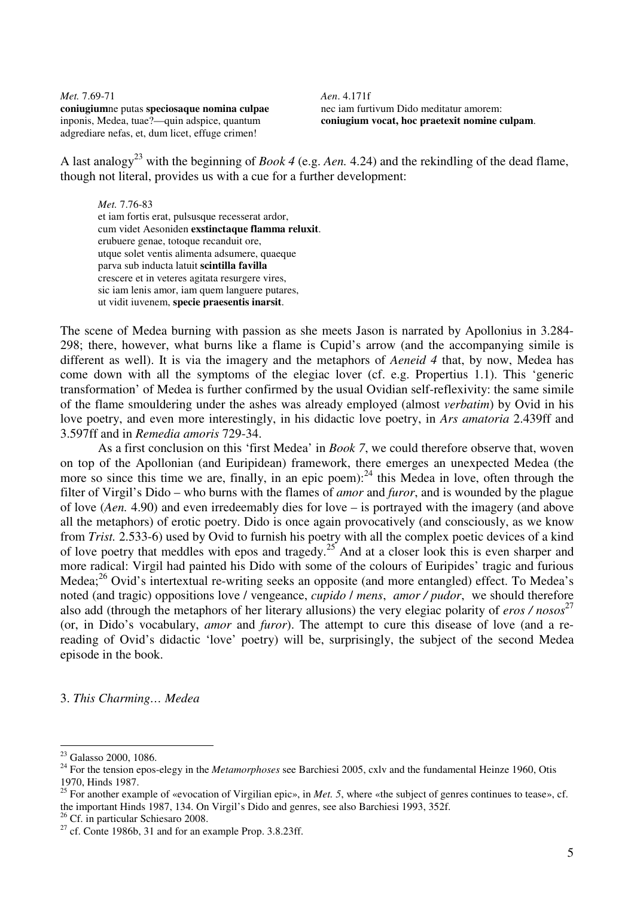| *Met.* 7.69-71 | *Aen.* 4.171f |
| --- | --- |
| **coniugium**ne putas **speciosaque nomina culpae** inponis, Medea, tuae?—quin adspice, quantum adgrediare nefas, et, dum licet, effuge crimen! | nec iam furtivum Dido meditatur amorem: **coniugium vocat, hoc praetexit nomine culpam**. |

A last analogy[23] with the beginning of *Book 4* (e.g. *Aen.* 4.24) and the rekindling of the dead flame, though not literal, provides us with a cue for a further development:

> *Met.* 7.76-83
> et iam fortis erat, pulsusque recesserat ardor,
> cum videt Aesoniden **exstinctaque flamma reluxit**.
> erubuere genae, totoque recanduit ore,
> utque solet ventis alimenta adsumere, quaeque
> parva sub inducta latuit **scintilla favilla**
> crescere et in veteres agitata resurgere vires,
> sic iam lenis amor, iam quem languere putares,
> ut vidit iuvenem, **specie praesentis inarsit**.

The scene of Medea burning with passion as she meets Jason is narrated by Apollonius in 3.284-298; there, however, what burns like a flame is Cupid's arrow (and the accompanying simile is different as well). It is via the imagery and the metaphors of *Aeneid 4* that, by now, Medea has come down with all the symptoms of the elegiac lover (cf. e.g. Propertius 1.1). This 'generic transformation' of Medea is further confirmed by the usual Ovidian self-reflexivity: the same simile of the flame smouldering under the ashes was already employed (almost *verbatim*) by Ovid in his love poetry, and even more interestingly, in his didactic love poetry, in *Ars amatoria* 2.439ff and 3.597ff and in *Remedia amoris* 729-34.

As a first conclusion on this 'first Medea' in *Book 7*, we could therefore observe that, woven on top of the Apollonian (and Euripidean) framework, there emerges an unexpected Medea (the more so since this time we are, finally, in an epic poem):[24] this Medea in love, often through the filter of Virgil's Dido – who burns with the flames of *amor* and *furor*, and is wounded by the plague of love (*Aen.* 4.90) and even irredeemably dies for love – is portrayed with the imagery (and above all the metaphors) of erotic poetry. Dido is once again provocatively (and consciously, as we know from *Trist.* 2.533-6) used by Ovid to furnish his poetry with all the complex poetic devices of a kind of love poetry that meddles with epos and tragedy.[25] And at a closer look this is even sharper and more radical: Virgil had painted his Dido with some of the colours of Euripides' tragic and furious Medea;[26] Ovid's intertextual re-writing seeks an opposite (and more entangled) effect. To Medea's noted (and tragic) oppositions love / vengeance, *cupido* / *mens*, *amor / pudor*, we should therefore also add (through the metaphors of her literary allusions) the very elegiac polarity of *eros / nosos*[27] (or, in Dido's vocabulary, *amor* and *furor*). The attempt to cure this disease of love (and a re-reading of Ovid's didactic 'love' poetry) will be, surprisingly, the subject of the second Medea episode in the book.

## 3. *This Charming… Medea*

---

[23] Galasso 2000, 1086.

[24] For the tension epos-elegy in the *Metamorphoses* see Barchiesi 2005, cxlv and the fundamental Heinze 1960, Otis 1970, Hinds 1987.

[25] For another example of «evocation of Virgilian epic», in *Met. 5*, where «the subject of genres continues to tease», cf. the important Hinds 1987, 134. On Virgil's Dido and genres, see also Barchiesi 1993, 352f.

[26] Cf. in particular Schiesaro 2008.

[27] cf. Conte 1986b, 31 and for an example Prop. 3.8.23ff.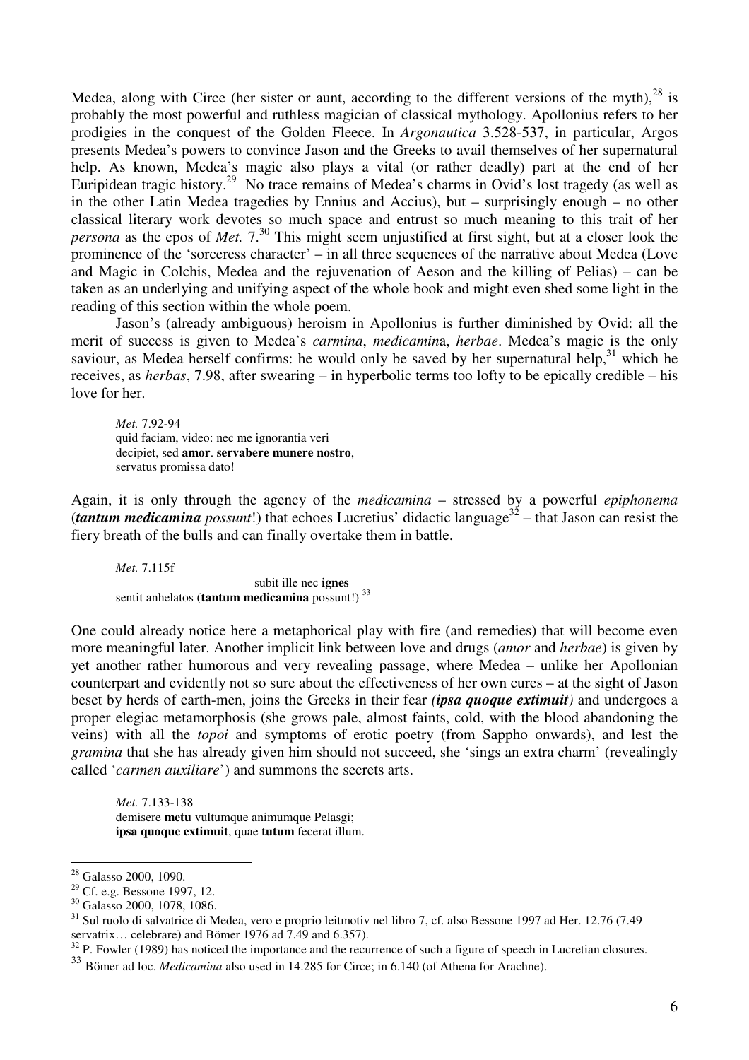Medea, along with Circe (her sister or aunt, according to the different versions of the myth),[28] is probably the most powerful and ruthless magician of classical mythology. Apollonius refers to her prodigies in the conquest of the Golden Fleece. In *Argonautica* 3.528-537, in particular, Argos presents Medea's powers to convince Jason and the Greeks to avail themselves of her supernatural help. As known, Medea's magic also plays a vital (or rather deadly) part at the end of her Euripidean tragic history.[29] No trace remains of Medea's charms in Ovid's lost tragedy (as well as in the other Latin Medea tragedies by Ennius and Accius), but – surprisingly enough – no other classical literary work devotes so much space and entrust so much meaning to this trait of her *persona* as the epos of *Met.* 7.[30] This might seem unjustified at first sight, but at a closer look the prominence of the 'sorceress character' – in all three sequences of the narrative about Medea (Love and Magic in Colchis, Medea and the rejuvenation of Aeson and the killing of Pelias) – can be taken as an underlying and unifying aspect of the whole book and might even shed some light in the reading of this section within the whole poem.

Jason's (already ambiguous) heroism in Apollonius is further diminished by Ovid: all the merit of success is given to Medea's *carmina*, *medicamin*a, *herbae*. Medea's magic is the only saviour, as Medea herself confirms: he would only be saved by her supernatural help,[31] which he receives, as *herbas*, 7.98, after swearing – in hyperbolic terms too lofty to be epically credible – his love for her.

> *Met.* 7.92-94
> quid faciam, video: nec me ignorantia veri
> decipiet, sed **amor**. **servabere munere nostro**,
> servatus promissa dato!

Again, it is only through the agency of the *medicamina* – stressed by a powerful *epiphonema* (***tantum medicamina*** *possunt*!) that echoes Lucretius' didactic language[32] – that Jason can resist the fiery breath of the bulls and can finally overtake them in battle.

> *Met.* 7.115f
> subit ille nec **ignes**
> sentit anhelatos (**tantum medicamina** possunt!) [33]

One could already notice here a metaphorical play with fire (and remedies) that will become even more meaningful later. Another implicit link between love and drugs (*amor* and *herbae*) is given by yet another rather humorous and very revealing passage, where Medea – unlike her Apollonian counterpart and evidently not so sure about the effectiveness of her own cures – at the sight of Jason beset by herds of earth-men, joins the Greeks in their fear *(**ipsa quoque extimuit**)* and undergoes a proper elegiac metamorphosis (she grows pale, almost faints, cold, with the blood abandoning the veins) with all the *topoi* and symptoms of erotic poetry (from Sappho onwards), and lest the *gramina* that she has already given him should not succeed, she 'sings an extra charm' (revealingly called '*carmen auxiliare*') and summons the secrets arts.

> *Met.* 7.133-138
> demisere **metu** vultumque animumque Pelasgi;
> **ipsa quoque extimuit**, quae **tutum** fecerat illum.

---

[28] Galasso 2000, 1090.

[29] Cf. e.g. Bessone 1997, 12.

[30] Galasso 2000, 1078, 1086.

[31] Sul ruolo di salvatrice di Medea, vero e proprio leitmotiv nel libro 7, cf. also Bessone 1997 ad Her. 12.76 (7.49 servatrix… celebrare) and Bömer 1976 ad 7.49 and 6.357).

[32] P. Fowler (1989) has noticed the importance and the recurrence of such a figure of speech in Lucretian closures.

[33] Bömer ad loc. *Medicamina* also used in 14.285 for Circe; in 6.140 (of Athena for Arachne).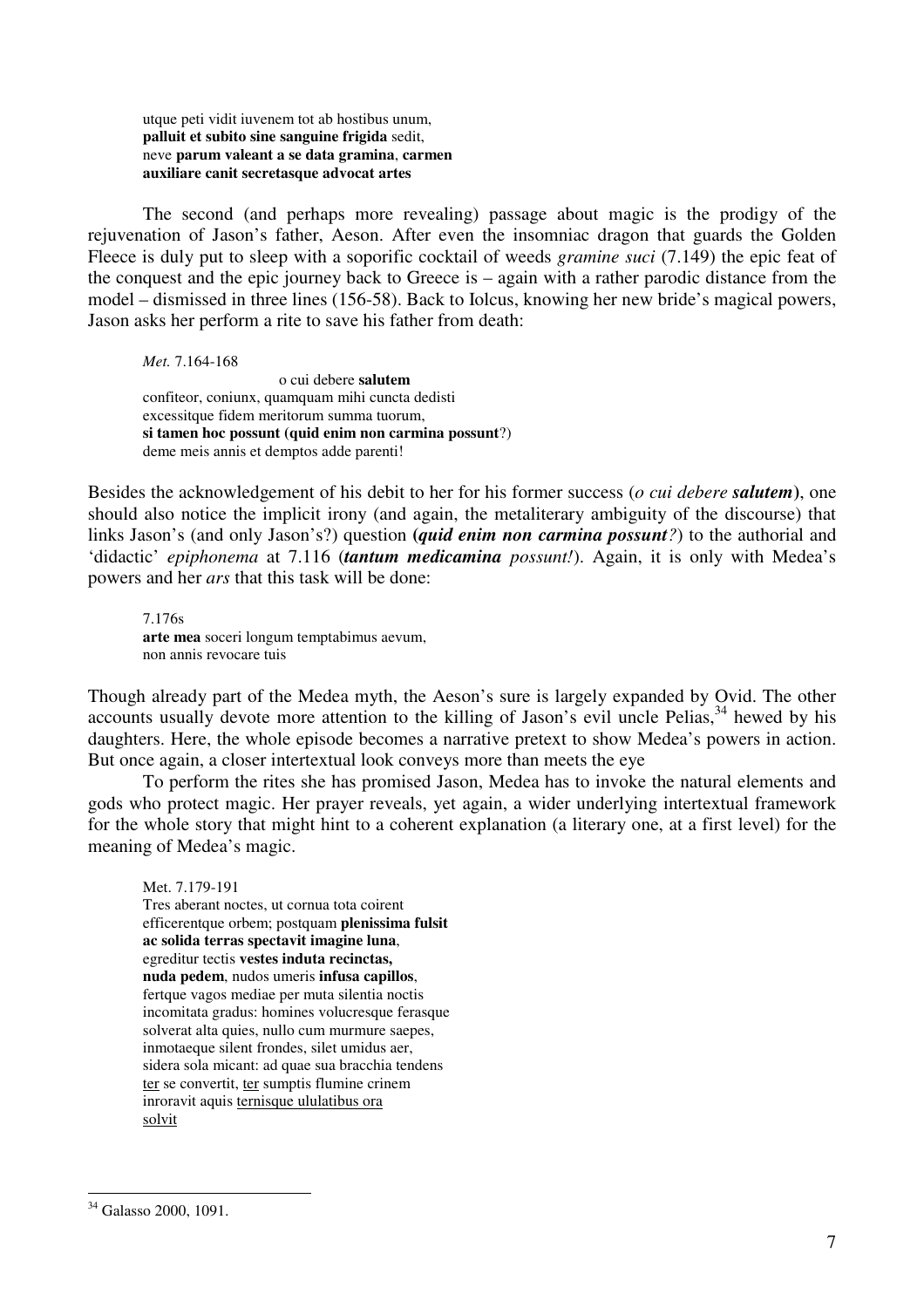> utque peti vidit iuvenem tot ab hostibus unum,
> **palluit et subito sine sanguine frigida** sedit,
> neve **parum valeant a se data gramina**, **carmen**
> **auxiliare canit secretasque advocat artes**

The second (and perhaps more revealing) passage about magic is the prodigy of the rejuvenation of Jason's father, Aeson. After even the insomniac dragon that guards the Golden Fleece is duly put to sleep with a soporific cocktail of weeds *gramine suci* (7.149) the epic feat of the conquest and the epic journey back to Greece is – again with a rather parodic distance from the model – dismissed in three lines (156-58). Back to Iolcus, knowing her new bride's magical powers, Jason asks her perform a rite to save his father from death:

> *Met.* 7.164-168
> o cui debere **salutem**
> confiteor, coniunx, quamquam mihi cuncta dedisti
> excessitque fidem meritorum summa tuorum,
> **si tamen hoc possunt (quid enim non carmina possunt**?)
> deme meis annis et demptos adde parenti!

Besides the acknowledgement of his debit to her for his former success (*o cui debere **salutem***), one should also notice the implicit irony (and again, the metaliterary ambiguity of the discourse) that links Jason's (and only Jason's?) question (***quid enim non carmina possunt****?*) to the authorial and 'didactic' *epiphonema* at 7.116 (***tantum medicamina** possunt!*). Again, it is only with Medea's powers and her *ars* that this task will be done:

> 7.176s
> **arte mea** soceri longum temptabimus aevum,
> non annis revocare tuis

Though already part of the Medea myth, the Aeson's sure is largely expanded by Ovid. The other accounts usually devote more attention to the killing of Jason's evil uncle Pelias,[34] hewed by his daughters. Here, the whole episode becomes a narrative pretext to show Medea's powers in action. But once again, a closer intertextual look conveys more than meets the eye

To perform the rites she has promised Jason, Medea has to invoke the natural elements and gods who protect magic. Her prayer reveals, yet again, a wider underlying intertextual framework for the whole story that might hint to a coherent explanation (a literary one, at a first level) for the meaning of Medea's magic.

> Met. 7.179-191
> Tres aberant noctes, ut cornua tota coirent
> efficerentque orbem; postquam **plenissima fulsit**
> **ac solida terras spectavit imagine luna**,
> egreditur tectis **vestes induta recinctas,**
> **nuda pedem**, nudos umeris **infusa capillos**,
> fertque vagos mediae per muta silentia noctis
> incomitata gradus: homines volucresque ferasque
> solverat alta quies, nullo cum murmure saepes,
> inmotaeque silent frondes, silet umidus aer,
> sidera sola micant: ad quae sua bracchia tendens
> <u>ter</u> se convertit, <u>ter</u> sumptis flumine crinem
> inroravit aquis <u>ternisque ululatibus ora</u>
> <u>solvit</u>

---

[34] Galasso 2000, 1091.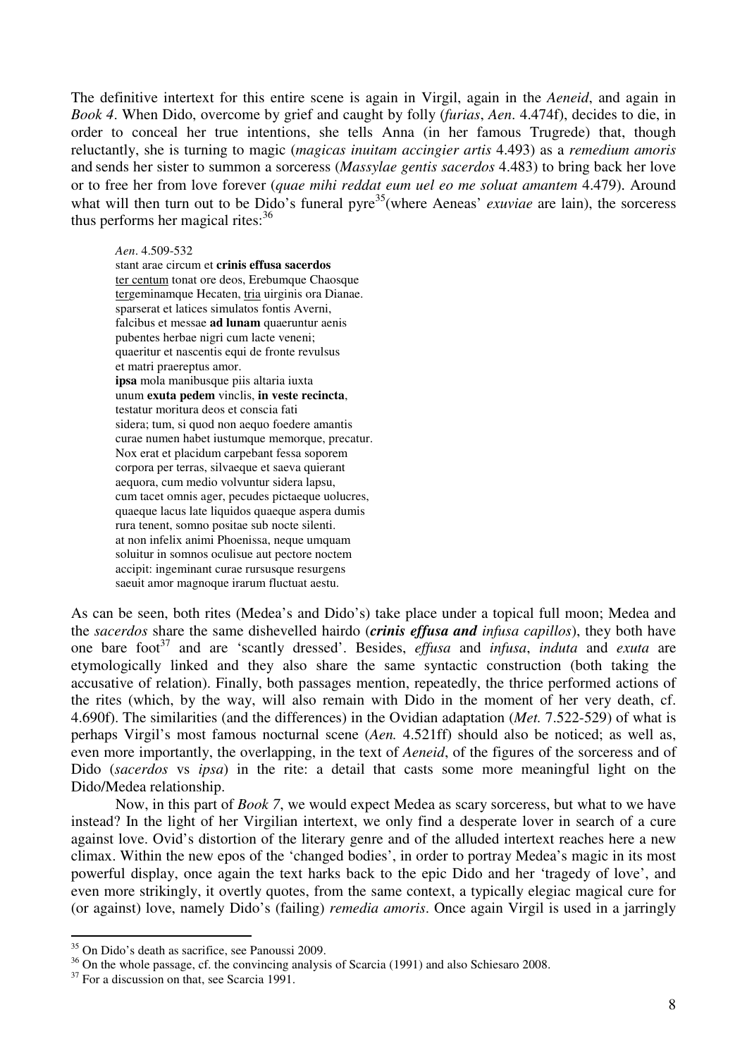The definitive intertext for this entire scene is again in Virgil, again in the *Aeneid*, and again in *Book 4*. When Dido, overcome by grief and caught by folly (*furias*, *Aen*. 4.474f), decides to die, in order to conceal her true intentions, she tells Anna (in her famous Trugrede) that, though reluctantly, she is turning to magic (*magicas inuitam accingier artis* 4.493) as a *remedium amoris* and sends her sister to summon a sorceress (*Massylae gentis sacerdos* 4.483) to bring back her love or to free her from love forever (*quae mihi reddat eum uel eo me soluat amantem* 4.479). Around what will then turn out to be Dido's funeral pyre[35](where Aeneas' *exuviae* are lain), the sorceress thus performs her magical rites:[36]

> *Aen*. 4.509-532
> stant arae circum et **crinis effusa sacerdos**
> <u>ter centum</u> tonat ore deos, Erebumque Chaosque
> <u>ter</u>geminamque Hecaten, <u>tria</u> uirginis ora Dianae.
> sparserat et latices simulatos fontis Averni,
> falcibus et messae **ad lunam** quaeruntur aenis
> pubentes herbae nigri cum lacte veneni;
> quaeritur et nascentis equi de fronte revulsus
> et matri praereptus amor.
> **ipsa** mola manibusque piis altaria iuxta
> unum **exuta pedem** vinclis, **in veste recincta**,
> testatur moritura deos et conscia fati
> sidera; tum, si quod non aequo foedere amantis
> curae numen habet iustumque memorque, precatur.
> Nox erat et placidum carpebant fessa soporem
> corpora per terras, silvaeque et saeva quierant
> aequora, cum medio volvuntur sidera lapsu,
> cum tacet omnis ager, pecudes pictaeque uolucres,
> quaeque lacus late liquidos quaeque aspera dumis
> rura tenent, somno positae sub nocte silenti.
> at non infelix animi Phoenissa, neque umquam
> soluitur in somnos oculisue aut pectore noctem
> accipit: ingeminant curae rursusque resurgens
> saeuit amor magnoque irarum fluctuat aestu.

As can be seen, both rites (Medea's and Dido's) take place under a topical full moon; Medea and the *sacerdos* share the same dishevelled hairdo (***crinis effusa and*** *infusa capillos*), they both have one bare foot[37] and are 'scantly dressed'. Besides, *effusa* and *infusa*, *induta* and *exuta* are etymologically linked and they also share the same syntactic construction (both taking the accusative of relation). Finally, both passages mention, repeatedly, the thrice performed actions of the rites (which, by the way, will also remain with Dido in the moment of her very death, cf. 4.690f). The similarities (and the differences) in the Ovidian adaptation (*Met.* 7.522-529) of what is perhaps Virgil's most famous nocturnal scene (*Aen.* 4.521ff) should also be noticed; as well as, even more importantly, the overlapping, in the text of *Aeneid*, of the figures of the sorceress and of Dido (*sacerdos* vs *ipsa*) in the rite: a detail that casts some more meaningful light on the Dido/Medea relationship.

Now, in this part of *Book 7*, we would expect Medea as scary sorceress, but what to we have instead? In the light of her Virgilian intertext, we only find a desperate lover in search of a cure against love. Ovid's distortion of the literary genre and of the alluded intertext reaches here a new climax. Within the new epos of the 'changed bodies', in order to portray Medea's magic in its most powerful display, once again the text harks back to the epic Dido and her 'tragedy of love', and even more strikingly, it overtly quotes, from the same context, a typically elegiac magical cure for (or against) love, namely Dido's (failing) *remedia amoris*. Once again Virgil is used in a jarringly

---

[35] On Dido's death as sacrifice, see Panoussi 2009.

[36] On the whole passage, cf. the convincing analysis of Scarcia (1991) and also Schiesaro 2008.

[37] For a discussion on that, see Scarcia 1991.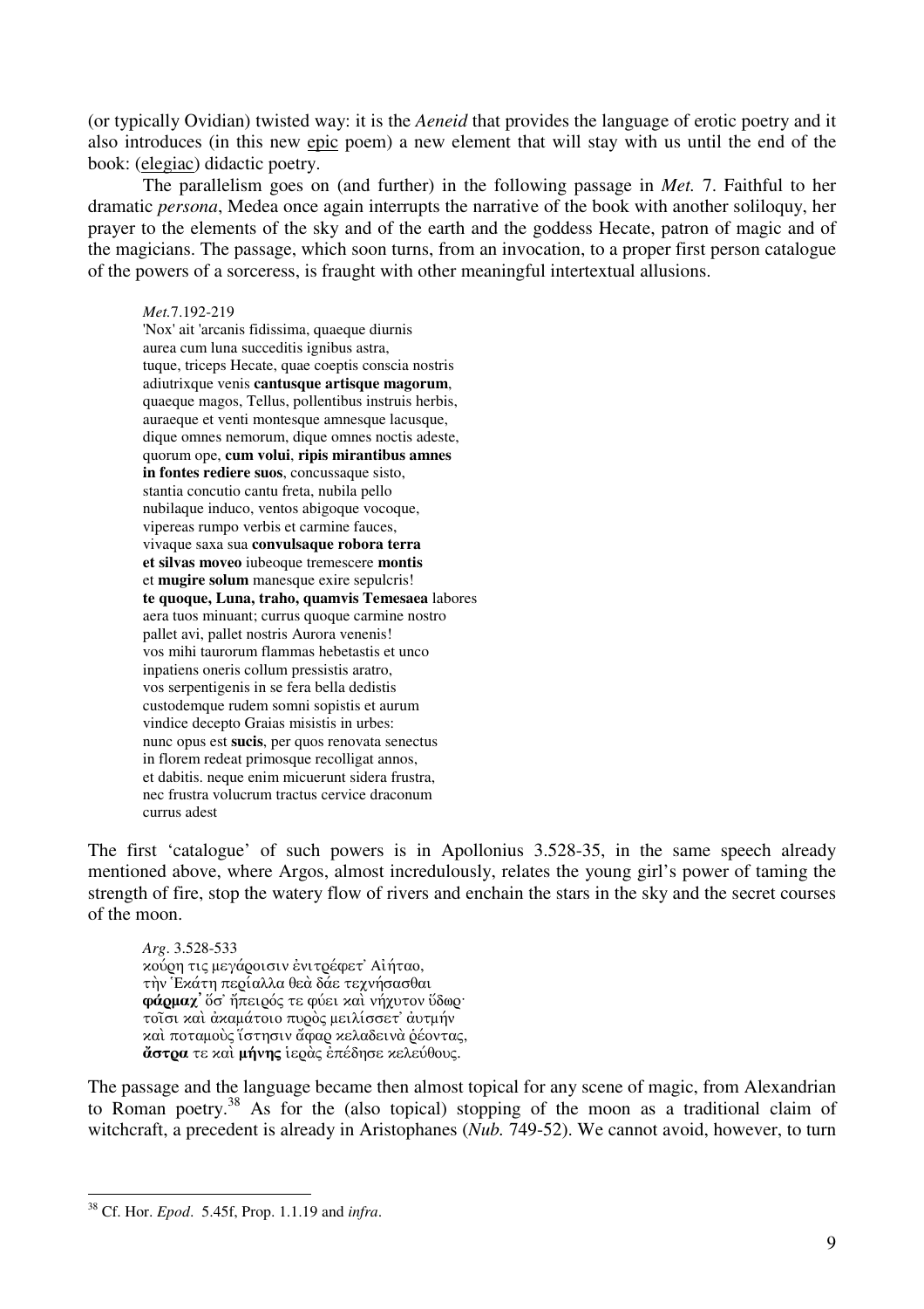(or typically Ovidian) twisted way: it is the *Aeneid* that provides the language of erotic poetry and it also introduces (in this new <u>epic</u> poem) a new element that will stay with us until the end of the book: (<u>elegiac</u>) didactic poetry.

The parallelism goes on (and further) in the following passage in *Met.* 7. Faithful to her dramatic *persona*, Medea once again interrupts the narrative of the book with another soliloquy, her prayer to the elements of the sky and of the earth and the goddess Hecate, patron of magic and of the magicians. The passage, which soon turns, from an invocation, to a proper first person catalogue of the powers of a sorceress, is fraught with other meaningful intertextual allusions.

> *Met.*7.192-219
> 'Nox' ait 'arcanis fidissima, quaeque diurnis
> aurea cum luna succeditis ignibus astra,
> tuque, triceps Hecate, quae coeptis conscia nostris
> adiutrixque venis **cantusque artisque magorum**,
> quaeque magos, Tellus, pollentibus instruis herbis,
> auraeque et venti montesque amnesque lacusque,
> dique omnes nemorum, dique omnes noctis adeste,
> quorum ope, **cum volui**, **ripis mirantibus amnes**
> **in fontes rediere suos**, concussaque sisto,
> stantia concutio cantu freta, nubila pello
> nubilaque induco, ventos abigoque vocoque,
> vipereas rumpo verbis et carmine fauces,
> vivaque saxa sua **convulsaque robora terra**
> **et silvas moveo** iubeoque tremescere **montis**
> et **mugire solum** manesque exire sepulcris!
> **te quoque, Luna, traho, quamvis Temesaea** labores
> aera tuos minuant; currus quoque carmine nostro
> pallet avi, pallet nostris Aurora venenis!
> vos mihi taurorum flammas hebetastis et unco
> inpatiens oneris collum pressistis aratro,
> vos serpentigenis in se fera bella dedistis
> custodemque rudem somni sopistis et aurum
> vindice decepto Graias misistis in urbes:
> nunc opus est **sucis**, per quos renovata senectus
> in florem redeat primosque recolligat annos,
> et dabitis. neque enim micuerunt sidera frustra,
> nec frustra volucrum tractus cervice draconum
> currus adest

The first 'catalogue' of such powers is in Apollonius 3.528-35, in the same speech already mentioned above, where Argos, almost incredulously, relates the young girl's power of taming the strength of fire, stop the watery flow of rivers and enchain the stars in the sky and the secret courses of the moon.

> *Arg*. 3.528-533
> κούρη τις μεγάροισιν ἐνιτρέφετ᾽ Αἰήταο,
> τὴν Ἑκάτη περίαλλα θεὰ δάε τεχνήσασθαι
> **φάρμαχ᾽** ὅσ᾽ ἤπειρός τε φύει καὶ νήχυτον ὕδωρ·
> τοῖσι καὶ ἀκαμάτοιο πυρὸς μειλίσσετ᾽ ἀυτμήν
> καὶ ποταμοὺς ἵστησιν ἄφαρ κελαδεινὰ ῥέοντας,
> **ἄστρα** τε καὶ **μήνης** ἱερὰς ἐπέδησε κελεύθους.

The passage and the language became then almost topical for any scene of magic, from Alexandrian to Roman poetry.[38] As for the (also topical) stopping of the moon as a traditional claim of witchcraft, a precedent is already in Aristophanes (*Nub.* 749-52). We cannot avoid, however, to turn

[38] Cf. Hor. *Epod*. 5.45f, Prop. 1.1.19 and *infra*.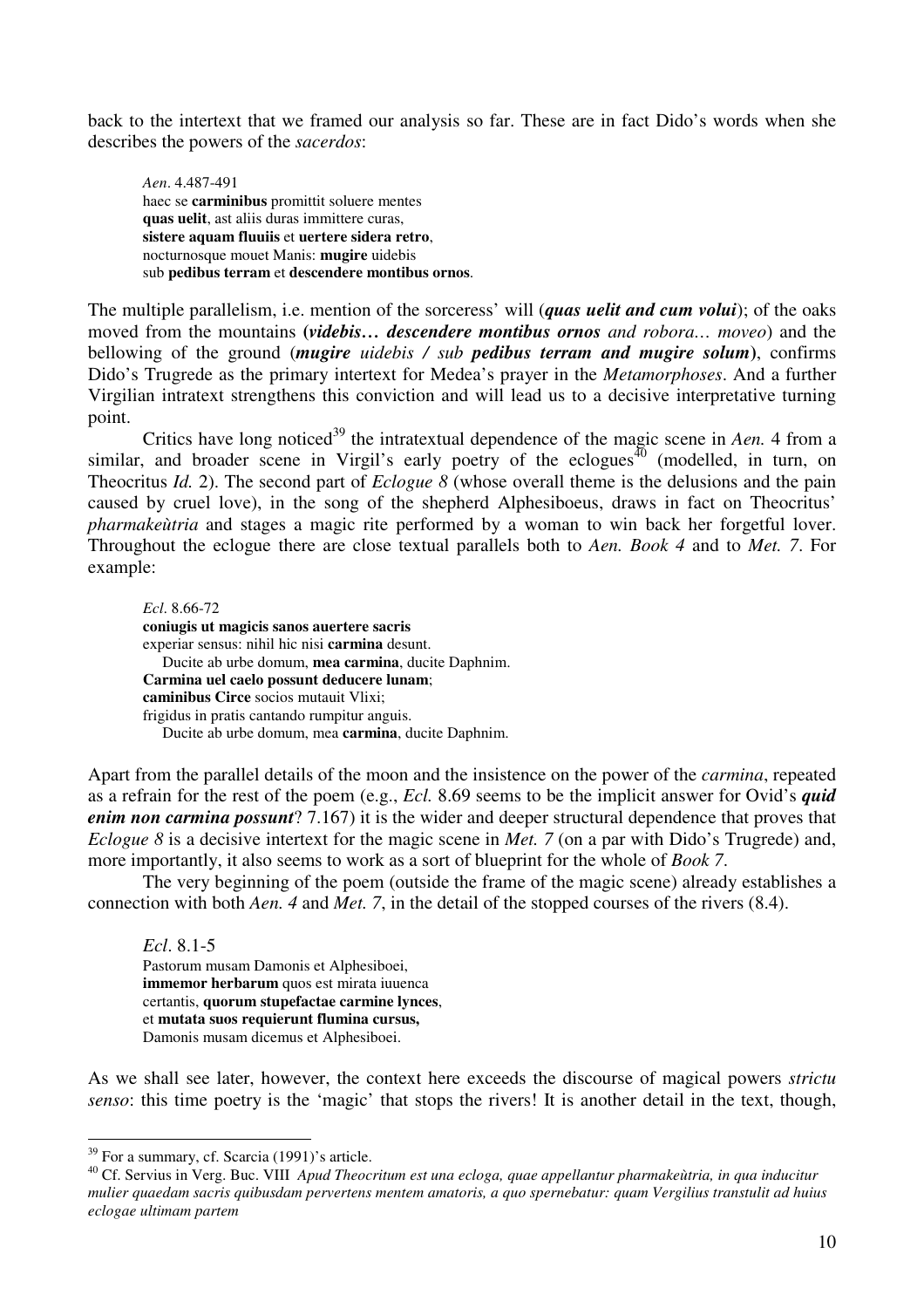back to the intertext that we framed our analysis so far. These are in fact Dido's words when she describes the powers of the *sacerdos*:

> *Aen*. 4.487-491
> haec se **carminibus** promittit soluere mentes
> **quas uelit**, ast aliis duras immittere curas,
> **sistere aquam fluuiis** et **uertere sidera retro**,
> nocturnosque mouet Manis: **mugire** uidebis
> sub **pedibus terram** et **descendere montibus ornos**.

The multiple parallelism, i.e. mention of the sorceress' will (***quas uelit and cum uolui***); of the oaks moved from the mountains **(*uidebis… descendere montibus ornos*** *and robora… moveo*) and the bellowing of the ground (***mugire*** *uidebis / sub* ***pedibus terram and mugire solum*)**, confirms Dido's Trugrede as the primary intertext for Medea's prayer in the *Metamorphoses*. And a further Virgilian intratext strengthens this conviction and will lead us to a decisive interpretative turning point.

Critics have long noticed[39] the intratextual dependence of the magic scene in *Aen.* 4 from a similar, and broader scene in Virgil's early poetry of the eclogues[40] (modelled, in turn, on Theocritus *Id.* 2). The second part of *Eclogue 8* (whose overall theme is the delusions and the pain caused by cruel love), in the song of the shepherd Alphesiboeus, draws in fact on Theocritus' *pharmakeùtria* and stages a magic rite performed by a woman to win back her forgetful lover. Throughout the eclogue there are close textual parallels both to *Aen. Book 4* and to *Met. 7*. For example:

> *Ecl*. 8.66-72
> **coniugis ut magicis sanos auertere sacris**
> experiar sensus: nihil hic nisi **carmina** desunt.
> Ducite ab urbe domum, **mea carmina**, ducite Daphnim.
> **Carmina uel caelo possunt deducere lunam**;
> **caminibus Circe** socios mutauit Vlixi;
> frigidus in pratis cantando rumpitur anguis.
> Ducite ab urbe domum, mea **carmina**, ducite Daphnim.

Apart from the parallel details of the moon and the insistence on the power of the *carmina*, repeated as a refrain for the rest of the poem (e.g., *Ecl.* 8.69 seems to be the implicit answer for Ovid's ***quid enim non carmina possunt***? 7.167) it is the wider and deeper structural dependence that proves that *Eclogue 8* is a decisive intertext for the magic scene in *Met. 7* (on a par with Dido's Trugrede) and, more importantly, it also seems to work as a sort of blueprint for the whole of *Book 7*.

The very beginning of the poem (outside the frame of the magic scene) already establishes a connection with both *Aen. 4* and *Met. 7*, in the detail of the stopped courses of the rivers (8.4).

> *Ecl*. 8.1-5
> Pastorum musam Damonis et Alphesiboei,
> **immemor herbarum** quos est mirata iuuenca
> certantis, **quorum stupefactae carmine lynces**,
> et **mutata suos requierunt flumina cursus,**
> Damonis musam dicemus et Alphesiboei.

As we shall see later, however, the context here exceeds the discourse of magical powers *strictu senso*: this time poetry is the 'magic' that stops the rivers! It is another detail in the text, though,

[39] For a summary, cf. Scarcia (1991)'s article.

[40] Cf. Servius in Verg. Buc. VIII *Apud Theocritum est una ecloga, quae appellantur pharmakeùtria, in qua inducitur mulier quaedam sacris quibusdam pervertens mentem amatoris, a quo spernebatur: quam Vergilius transtulit ad huius eclogae ultimam partem*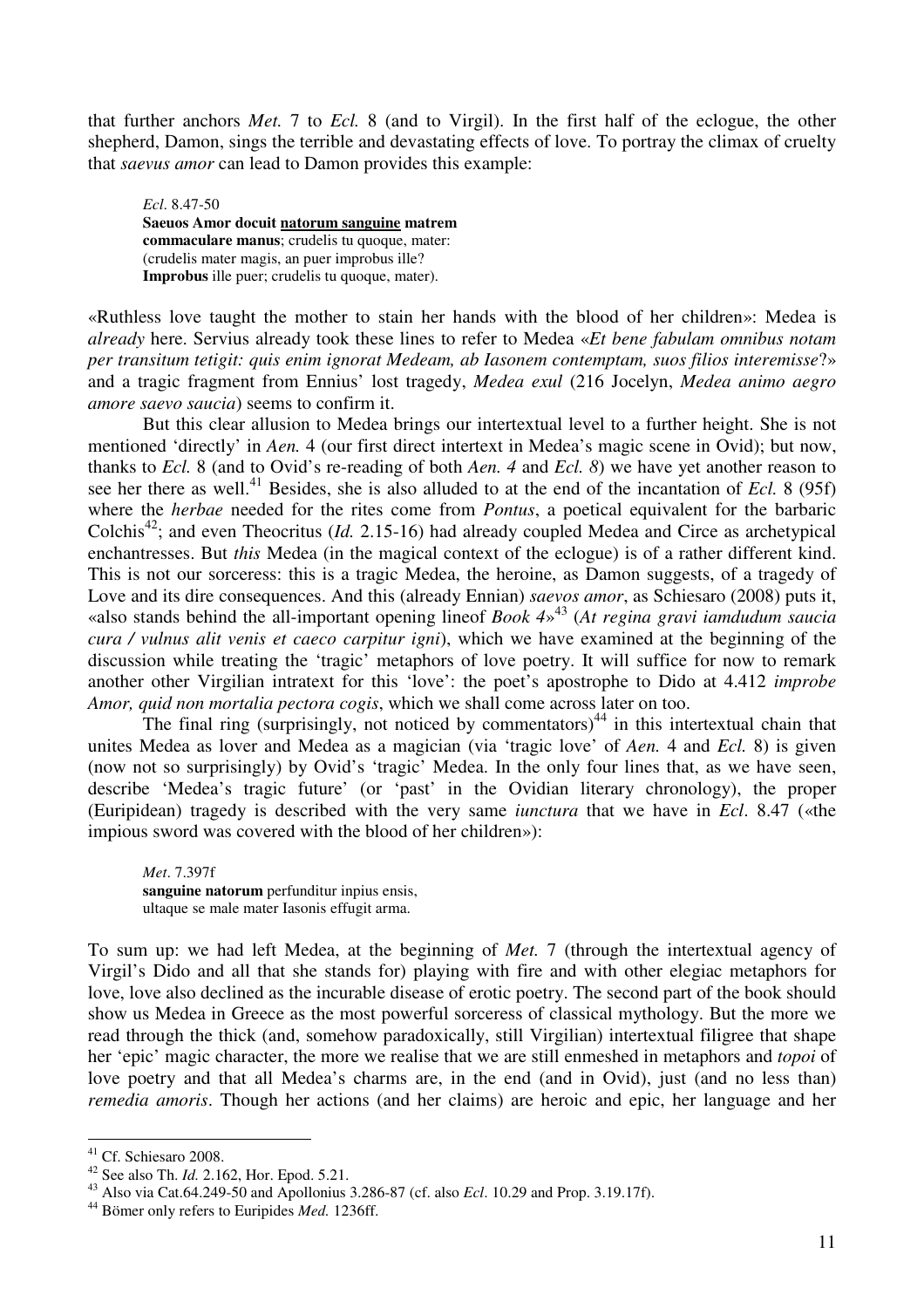that further anchors *Met.* 7 to *Ecl.* 8 (and to Virgil). In the first half of the eclogue, the other shepherd, Damon, sings the terrible and devastating effects of love. To portray the climax of cruelty that *saevus amor* can lead to Damon provides this example:

> *Ecl*. 8.47-50
> **Saeuos Amor docuit <u>natorum sanguine</u> matrem**
> **commaculare manus**; crudelis tu quoque, mater:
> (crudelis mater magis, an puer improbus ille?
> **Improbus** ille puer; crudelis tu quoque, mater).

«Ruthless love taught the mother to stain her hands with the blood of her children»: Medea is *already* here. Servius already took these lines to refer to Medea «*Et bene fabulam omnibus notam per transitum tetigit: quis enim ignorat Medeam, ab Iasonem contemptam, suos filios interemisse*?» and a tragic fragment from Ennius' lost tragedy, *Medea exul* (216 Jocelyn, *Medea animo aegro amore saevo saucia*) seems to confirm it.

But this clear allusion to Medea brings our intertextual level to a further height. She is not mentioned 'directly' in *Aen.* 4 (our first direct intertext in Medea's magic scene in Ovid); but now, thanks to *Ecl.* 8 (and to Ovid's re-reading of both *Aen. 4* and *Ecl. 8*) we have yet another reason to see her there as well.[41] Besides, she is also alluded to at the end of the incantation of *Ecl.* 8 (95f) where the *herbae* needed for the rites come from *Pontus*, a poetical equivalent for the barbaric Colchis[42]; and even Theocritus (*Id.* 2.15-16) had already coupled Medea and Circe as archetypical enchantresses. But *this* Medea (in the magical context of the eclogue) is of a rather different kind. This is not our sorceress: this is a tragic Medea, the heroine, as Damon suggests, of a tragedy of Love and its dire consequences. And this (already Ennian) *saevos amor*, as Schiesaro (2008) puts it, «also stands behind the all-important opening lineof *Book 4*»[43] (*At regina gravi iamdudum saucia cura / vulnus alit venis et caeco carpitur igni*), which we have examined at the beginning of the discussion while treating the 'tragic' metaphors of love poetry. It will suffice for now to remark another other Virgilian intratext for this 'love': the poet's apostrophe to Dido at 4.412 *improbe Amor, quid non mortalia pectora cogis*, which we shall come across later on too.

The final ring (surprisingly, not noticed by commentators)[44] in this intertextual chain that unites Medea as lover and Medea as a magician (via 'tragic love' of *Aen.* 4 and *Ecl.* 8) is given (now not so surprisingly) by Ovid's 'tragic' Medea. In the only four lines that, as we have seen, describe 'Medea's tragic future' (or 'past' in the Ovidian literary chronology), the proper (Euripidean) tragedy is described with the very same *iunctura* that we have in *Ecl*. 8.47 («the impious sword was covered with the blood of her children»):

> *Met*. 7.397f
> **sanguine natorum** perfunditur inpius ensis,
> ultaque se male mater Iasonis effugit arma.

To sum up: we had left Medea, at the beginning of *Met.* 7 (through the intertextual agency of Virgil's Dido and all that she stands for) playing with fire and with other elegiac metaphors for love, love also declined as the incurable disease of erotic poetry. The second part of the book should show us Medea in Greece as the most powerful sorceress of classical mythology. But the more we read through the thick (and, somehow paradoxically, still Virgilian) intertextual filigree that shape her 'epic' magic character, the more we realise that we are still enmeshed in metaphors and *topoi* of love poetry and that all Medea's charms are, in the end (and in Ovid), just (and no less than) *remedia amoris*. Though her actions (and her claims) are heroic and epic, her language and her

---

[41] Cf. Schiesaro 2008.

[42] See also Th. *Id.* 2.162, Hor. Epod. 5.21.

[43] Also via Cat.64.249-50 and Apollonius 3.286-87 (cf. also *Ecl*. 10.29 and Prop. 3.19.17f).

[44] Bömer only refers to Euripides *Med.* 1236ff.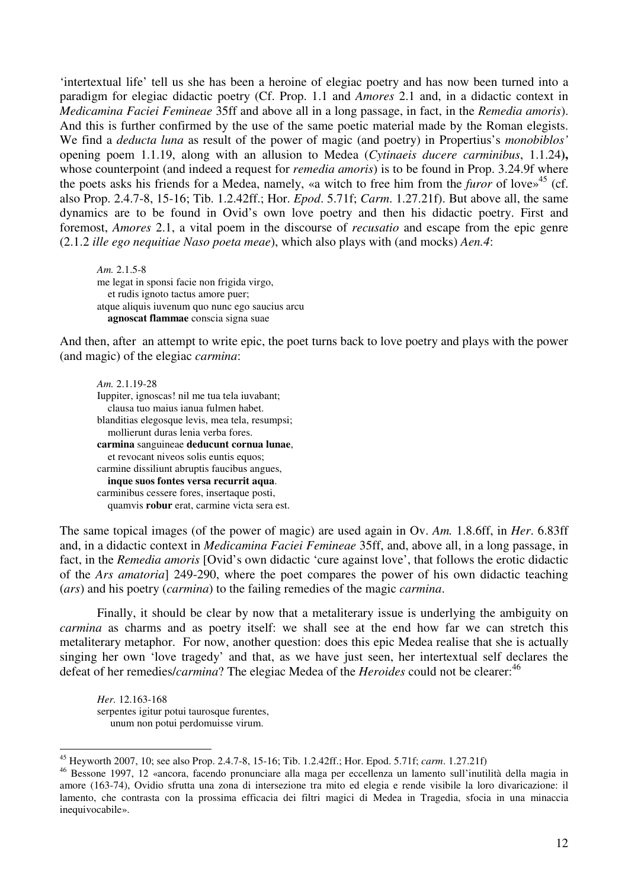'intertextual life' tell us she has been a heroine of elegiac poetry and has now been turned into a paradigm for elegiac didactic poetry (Cf. Prop. 1.1 and *Amores* 2.1 and, in a didactic context in *Medicamina Faciei Femineae* 35ff and above all in a long passage, in fact, in the *Remedia amoris*). And this is further confirmed by the use of the same poetic material made by the Roman elegists. We find a *deducta luna* as result of the power of magic (and poetry) in Propertius's *monobiblos'* opening poem 1.1.19, along with an allusion to Medea (*Cytinaeis ducere carminibus*, 1.1.24**),** whose counterpoint (and indeed a request for *remedia amoris*) is to be found in Prop. 3.24.9f where the poets asks his friends for a Medea, namely, «a witch to free him from the *furor* of love»[45] (cf. also Prop. 2.4.7-8, 15-16; Tib. 1.2.42ff.; Hor. *Epod*. 5.71f; *Carm*. 1.27.21f). But above all, the same dynamics are to be found in Ovid's own love poetry and then his didactic poetry. First and foremost, *Amores* 2.1, a vital poem in the discourse of *recusatio* and escape from the epic genre (2.1.2 *ille ego nequitiae Naso poeta meae*), which also plays with (and mocks) *Aen.4*:

> *Am.* 2.1.5-8
> me legat in sponsi facie non frigida virgo,
> et rudis ignoto tactus amore puer;
> atque aliquis iuvenum quo nunc ego saucius arcu
> **agnoscat flammae** conscia signa suae

And then, after an attempt to write epic, the poet turns back to love poetry and plays with the power (and magic) of the elegiac *carmina*:

> *Am.* 2.1.19-28
> Iuppiter, ignoscas! nil me tua tela iuvabant;
> clausa tuo maius ianua fulmen habet.
> blanditias elegosque levis, mea tela, resumpsi;
> mollierunt duras lenia verba fores.
> **carmina** sanguineae **deducunt cornua lunae**,
> et revocant niveos solis euntis equos;
> carmine dissiliunt abruptis faucibus angues,
> **inque suos fontes versa recurrit aqua**.
> carminibus cessere fores, insertaque posti,
> quamvis **robur** erat, carmine victa sera est.

The same topical images (of the power of magic) are used again in Ov. *Am.* 1.8.6ff, in *Her*. 6.83ff and, in a didactic context in *Medicamina Faciei Femineae* 35ff, and, above all, in a long passage, in fact, in the *Remedia amoris* [Ovid's own didactic 'cure against love', that follows the erotic didactic of the *Ars amatoria*] 249-290, where the poet compares the power of his own didactic teaching (*ars*) and his poetry (*carmina*) to the failing remedies of the magic *carmina*.

Finally, it should be clear by now that a metaliterary issue is underlying the ambiguity on *carmina* as charms and as poetry itself: we shall see at the end how far we can stretch this metaliterary metaphor. For now, another question: does this epic Medea realise that she is actually singing her own 'love tragedy' and that, as we have just seen, her intertextual self declares the defeat of her remedies/*carmina*? The elegiac Medea of the *Heroides* could not be clearer:[46]

> *Her.* 12.163-168
> serpentes igitur potui taurosque furentes,
> unum non potui perdomuisse virum.

---

[45] Heyworth 2007, 10; see also Prop. 2.4.7-8, 15-16; Tib. 1.2.42ff.; Hor. Epod. 5.71f; *carm*. 1.27.21f)

[46] Bessone 1997, 12 «ancora, facendo pronunciare alla maga per eccellenza un lamento sull'inutilità della magia in amore (163-74), Ovidio sfrutta una zona di intersezione tra mito ed elegia e rende visibile la loro divaricazione: il lamento, che contrasta con la prossima efficacia dei filtri magici di Medea in Tragedia, sfocia in una minaccia inequivocabile».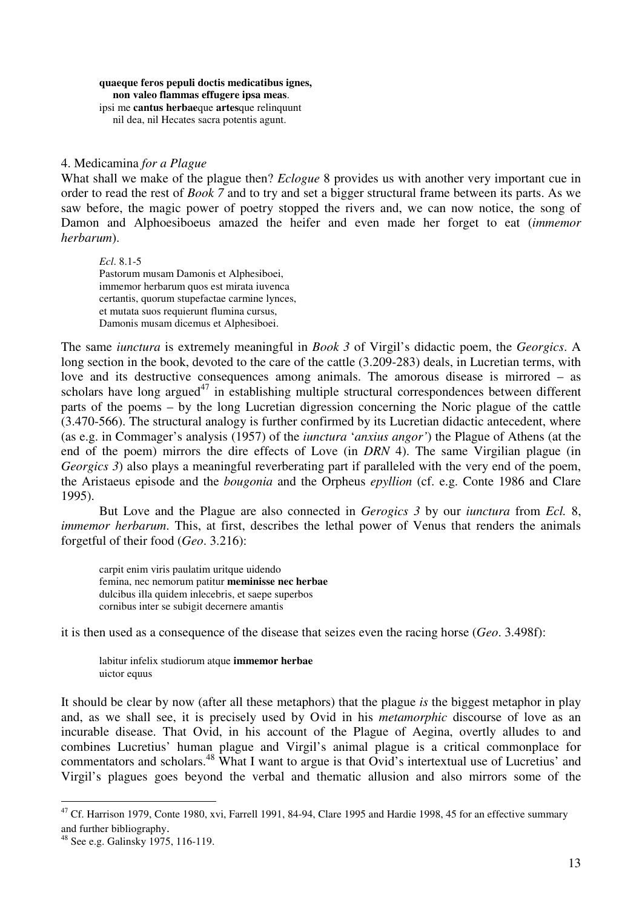> **quaeque feros pepuli doctis medicatibus ignes,**
> **non valeo flammas effugere ipsa meas**.
> ipsi me **cantus herbae**que **artes**que relinquunt
> nil dea, nil Hecates sacra potentis agunt.

### 4. *Medicamina for a Plague*

What shall we make of the plague then? *Eclogue* 8 provides us with another very important cue in order to read the rest of *Book 7* and to try and set a bigger structural frame between its parts. As we saw before, the magic power of poetry stopped the rivers and, we can now notice, the song of Damon and Alphoesiboeus amazed the heifer and even made her forget to eat (*immemor herbarum*).

> *Ecl*. 8.1-5
> Pastorum musam Damonis et Alphesiboei,
> immemor herbarum quos est mirata iuvenca
> certantis, quorum stupefactae carmine lynces,
> et mutata suos requierunt flumina cursus,
> Damonis musam dicemus et Alphesiboei.

The same *iunctura* is extremely meaningful in *Book 3* of Virgil's didactic poem, the *Georgics*. A long section in the book, devoted to the care of the cattle (3.209-283) deals, in Lucretian terms, with love and its destructive consequences among animals. The amorous disease is mirrored – as scholars have long argued[47] in establishing multiple structural correspondences between different parts of the poems – by the long Lucretian digression concerning the Noric plague of the cattle (3.470-566). The structural analogy is further confirmed by its Lucretian didactic antecedent, where (as e.g. in Commager's analysis (1957) of the *iunctura* '*anxius angor'*) the Plague of Athens (at the end of the poem) mirrors the dire effects of Love (in *DRN* 4). The same Virgilian plague (in *Georgics 3*) also plays a meaningful reverberating part if paralleled with the very end of the poem, the Aristaeus episode and the *bougonia* and the Orpheus *epyllion* (cf. e.g. Conte 1986 and Clare 1995).

But Love and the Plague are also connected in *Gerogics 3* by our *iunctura* from *Ecl.* 8, *immemor herbarum*. This, at first, describes the lethal power of Venus that renders the animals forgetful of their food (*Geo*. 3.216):

> carpit enim viris paulatim uritque uidendo
> femina, nec nemorum patitur **meminisse nec herbae**
> dulcibus illa quidem inlecebris, et saepe superbos
> cornibus inter se subigit decernere amantis

it is then used as a consequence of the disease that seizes even the racing horse (*Geo*. 3.498f):

> labitur infelix studiorum atque **immemor herbae**
> uictor equus

It should be clear by now (after all these metaphors) that the plague *is* the biggest metaphor in play and, as we shall see, it is precisely used by Ovid in his *metamorphic* discourse of love as an incurable disease. That Ovid, in his account of the Plague of Aegina, overtly alludes to and combines Lucretius' human plague and Virgil's animal plague is a critical commonplace for commentators and scholars.[48] What I want to argue is that Ovid's intertextual use of Lucretius' and Virgil's plagues goes beyond the verbal and thematic allusion and also mirrors some of the

---

[47] Cf. Harrison 1979, Conte 1980, xvi, Farrell 1991, 84-94, Clare 1995 and Hardie 1998, 45 for an effective summary and further bibliography.

[48] See e.g. Galinsky 1975, 116-119.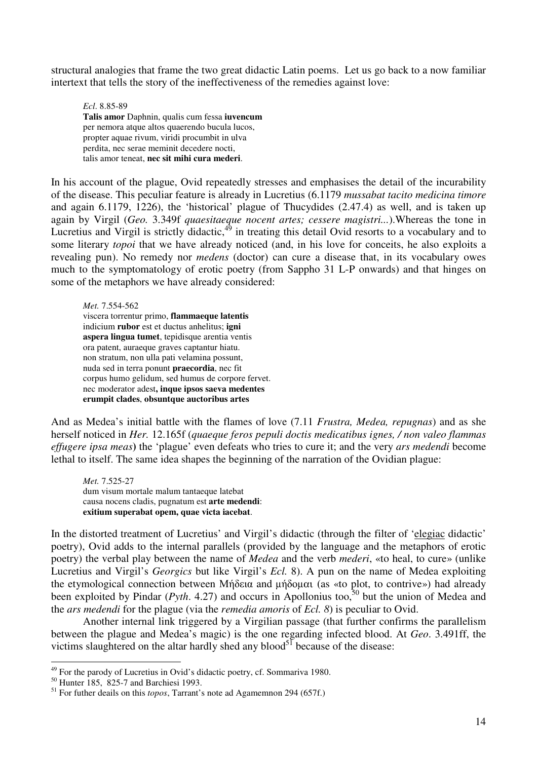structural analogies that frame the two great didactic Latin poems. Let us go back to a now familiar intertext that tells the story of the ineffectiveness of the remedies against love:

> *Ecl*. 8.85-89
> **Talis amor** Daphnin, qualis cum fessa **iuvencum**
> per nemora atque altos quaerendo bucula lucos,
> propter aquae rivum, viridi procumbit in ulva
> perdita, nec serae meminit decedere nocti,
> talis amor teneat, **nec sit mihi cura mederi**.

In his account of the plague, Ovid repeatedly stresses and emphasises the detail of the incurability of the disease. This peculiar feature is already in Lucretius (6.1179 *mussabat tacito medicina timore* and again 6.1179, 1226), the 'historical' plague of Thucydides (2.47.4) as well, and is taken up again by Virgil (*Geo.* 3.349f *quaesitaeque nocent artes; cessere magistri...*).Whereas the tone in Lucretius and Virgil is strictly didactic,[49] in treating this detail Ovid resorts to a vocabulary and to some literary *topoi* that we have already noticed (and, in his love for conceits, he also exploits a revealing pun). No remedy nor *medens* (doctor) can cure a disease that, in its vocabulary owes much to the symptomatology of erotic poetry (from Sappho 31 L-P onwards) and that hinges on some of the metaphors we have already considered:

> *Met.* 7.554-562
> viscera torrentur primo, **flammaeque latentis**
> indicium **rubor** est et ductus anhelitus; **igni**
> **aspera lingua tumet**, tepidisque arentia ventis
> ora patent, auraeque graves captantur hiatu.
> non stratum, non ulla pati velamina possunt,
> nuda sed in terra ponunt **praecordia**, nec fit
> corpus humo gelidum, sed humus de corpore fervet.
> nec moderator adest**, inque ipsos saeva medentes**
> **erumpit clades**, **obsuntque auctoribus artes**

And as Medea's initial battle with the flames of love (7.11 *Frustra, Medea, repugnas*) and as she herself noticed in *Her.* 12.165f (*quaeque feros pepuli doctis medicatibus ignes, / non valeo flammas effugere ipsa meas*) the 'plague' even defeats who tries to cure it; and the very *ars medendi* become lethal to itself. The same idea shapes the beginning of the narration of the Ovidian plague:

> *Met.* 7.525-27
> dum visum mortale malum tantaeque latebat
> causa nocens cladis, pugnatum est **arte medendi**:
> **exitium superabat opem, quae victa iacebat**.

In the distorted treatment of Lucretius' and Virgil's didactic (through the filter of 'elegiac didactic' poetry), Ovid adds to the internal parallels (provided by the language and the metaphors of erotic poetry) the verbal play between the name of *Medea* and the verb *mederi*, «to heal, to cure» (unlike Lucretius and Virgil's *Georgics* but like Virgil's *Ecl.* 8). A pun on the name of Medea exploiting the etymological connection between Μήδεια and μήδομαι (as «to plot, to contrive») had already been exploited by Pindar (*Pyth*. 4.27) and occurs in Apollonius too,[50] but the union of Medea and the *ars medendi* for the plague (via the *remedia amoris* of *Ecl. 8*) is peculiar to Ovid.

Another internal link triggered by a Virgilian passage (that further confirms the parallelism between the plague and Medea's magic) is the one regarding infected blood. At *Geo*. 3.491ff, the victims slaughtered on the altar hardly shed any blood[51] because of the disease:

---

[49] For the parody of Lucretius in Ovid's didactic poetry, cf. Sommariva 1980.
[50] Hunter 185, 825-7 and Barchiesi 1993.
[51] For futher deails on this *topos*, Tarrant's note ad Agamemnon 294 (657f.)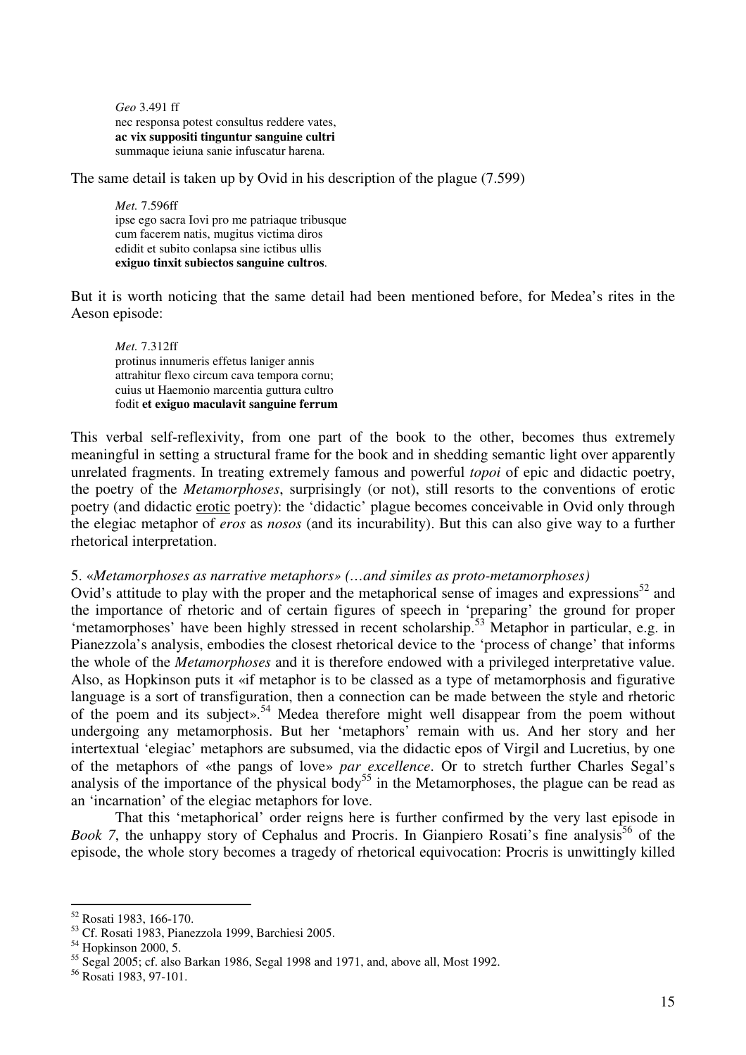> *Geo* 3.491 ff
> nec responsa potest consultus reddere vates,
> **ac vix suppositi tinguntur sanguine cultri**
> summaque ieiuna sanie infuscatur harena.

The same detail is taken up by Ovid in his description of the plague (7.599)

> *Met.* 7.596ff
> ipse ego sacra Iovi pro me patriaque tribusque
> cum facerem natis, mugitus victima diros
> edidit et subito conlapsa sine ictibus ullis
> **exiguo tinxit subiectos sanguine cultros**.

But it is worth noticing that the same detail had been mentioned before, for Medea's rites in the Aeson episode:

> *Met.* 7.312ff
> protinus innumeris effetus laniger annis
> attrahitur flexo circum cava tempora cornu;
> cuius ut Haemonio marcentia guttura cultro
> fodit **et exiguo maculavit sanguine ferrum**

This verbal self-reflexivity, from one part of the book to the other, becomes thus extremely meaningful in setting a structural frame for the book and in shedding semantic light over apparently unrelated fragments. In treating extremely famous and powerful *topoi* of epic and didactic poetry, the poetry of the *Metamorphoses*, surprisingly (or not), still resorts to the conventions of erotic poetry (and didactic <u>erotic</u> poetry): the 'didactic' plague becomes conceivable in Ovid only through the elegiac metaphor of *eros* as *nosos* (and its incurability). But this can also give way to a further rhetorical interpretation.

### 5. «*Metamorphoses as narrative metaphors*» (*…and similes as proto-metamorphoses*)

Ovid's attitude to play with the proper and the metaphorical sense of images and expressions[52] and the importance of rhetoric and of certain figures of speech in 'preparing' the ground for proper 'metamorphoses' have been highly stressed in recent scholarship.[53] Metaphor in particular, e.g. in Pianezzola's analysis, embodies the closest rhetorical device to the 'process of change' that informs the whole of the *Metamorphoses* and it is therefore endowed with a privileged interpretative value. Also, as Hopkinson puts it «if metaphor is to be classed as a type of metamorphosis and figurative language is a sort of transfiguration, then a connection can be made between the style and rhetoric of the poem and its subject».[54] Medea therefore might well disappear from the poem without undergoing any metamorphosis. But her 'metaphors' remain with us. And her story and her intertextual 'elegiac' metaphors are subsumed, via the didactic epos of Virgil and Lucretius, by one of the metaphors of «the pangs of love» *par excellence*. Or to stretch further Charles Segal's analysis of the importance of the physical body[55] in the Metamorphoses, the plague can be read as an 'incarnation' of the elegiac metaphors for love.

That this 'metaphorical' order reigns here is further confirmed by the very last episode in *Book 7*, the unhappy story of Cephalus and Procris. In Gianpiero Rosati's fine analysis[56] of the episode, the whole story becomes a tragedy of rhetorical equivocation: Procris is unwittingly killed

---

[52] Rosati 1983, 166-170.
[53] Cf. Rosati 1983, Pianezzola 1999, Barchiesi 2005.
[54] Hopkinson 2000, 5.
[55] Segal 2005; cf. also Barkan 1986, Segal 1998 and 1971, and, above all, Most 1992.
[56] Rosati 1983, 97-101.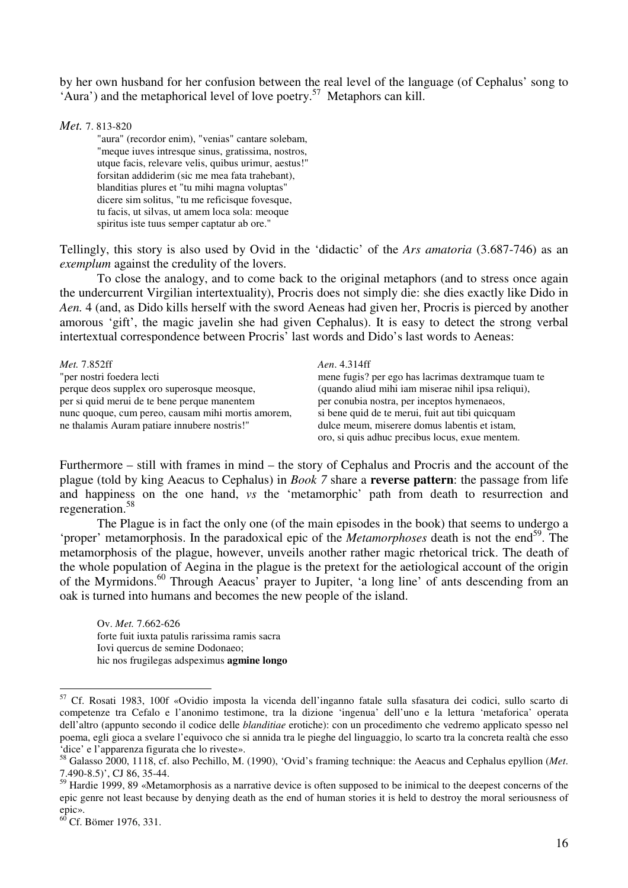by her own husband for her confusion between the real level of the language (of Cephalus' song to 'Aura') and the metaphorical level of love poetry.[57] Metaphors can kill.

*Met.* 7. 813-820

> "aura" (recordor enim), "venias" cantare solebam,
> "meque iuves intresque sinus, gratissima, nostros,
> utque facis, relevare velis, quibus urimur, aestus!"
> forsitan addiderim (sic me mea fata trahebant),
> blanditias plures et "tu mihi magna voluptas"
> dicere sim solitus, "tu me reficisque fovesque,
> tu facis, ut silvas, ut amem loca sola: meoque
> spiritus iste tuus semper captatur ab ore."

Tellingly, this story is also used by Ovid in the 'didactic' of the *Ars amatoria* (3.687-746) as an *exemplum* against the credulity of the lovers.

To close the analogy, and to come back to the original metaphors (and to stress once again the undercurrent Virgilian intertextuality), Procris does not simply die: she dies exactly like Dido in *Aen.* 4 (and, as Dido kills herself with the sword Aeneas had given her, Procris is pierced by another amorous 'gift', the magic javelin she had given Cephalus). It is easy to detect the strong verbal intertextual correspondence between Procris' last words and Dido's last words to Aeneas:

*Met.* 7.852ff

> "per nostri foedera lecti
> perque deos supplex oro superosque meosque,
> per si quid merui de te bene perque manentem
> nunc quoque, cum pereo, causam mihi mortis amorem,
> ne thalamis Auram patiare innubere nostris!"

*Aen*. 4.314ff

> mene fugis? per ego has lacrimas dextramque tuam te
> (quando aliud mihi iam miserae nihil ipsa reliqui),
> per conubia nostra, per inceptos hymenaeos,
> si bene quid de te merui, fuit aut tibi quicquam
> dulce meum, miserere domus labentis et istam,
> oro, si quis adhuc precibus locus, exue mentem.

Furthermore – still with frames in mind – the story of Cephalus and Procris and the account of the plague (told by king Aeacus to Cephalus) in *Book 7* share a **reverse pattern**: the passage from life and happiness on the one hand, *vs* the 'metamorphic' path from death to resurrection and regeneration.[58]

The Plague is in fact the only one (of the main episodes in the book) that seems to undergo a 'proper' metamorphosis. In the paradoxical epic of the *Metamorphoses* death is not the end[59]. The metamorphosis of the plague, however, unveils another rather magic rhetorical trick. The death of the whole population of Aegina in the plague is the pretext for the aetiological account of the origin of the Myrmidons.[60] Through Aeacus' prayer to Jupiter, 'a long line' of ants descending from an oak is turned into humans and becomes the new people of the island.

Ov. *Met.* 7.662-626

> forte fuit iuxta patulis rarissima ramis sacra
> Iovi quercus de semine Dodonaeo;
> hic nos frugilegas adspeximus **agmine longo**

---

[57] Cf. Rosati 1983, 100f «Ovidio imposta la vicenda dell'inganno fatale sulla sfasatura dei codici, sullo scarto di competenze tra Cefalo e l'anonimo testimone, tra la dizione 'ingenua' dell'uno e la lettura 'metaforica' operata dell'altro (appunto secondo il codice delle *blanditiae* erotiche): con un procedimento che vedremo applicato spesso nel poema, egli gioca a svelare l'equivoco che si annida tra le pieghe del linguaggio, lo scarto tra la concreta realtà che esso 'dice' e l'apparenza figurata che lo riveste».

[58] Galasso 2000, 1118, cf. also Pechillo, M. (1990), 'Ovid's framing technique: the Aeacus and Cephalus epyllion (*Met.* 7.490-8.5)', CJ 86, 35-44.

[59] Hardie 1999, 89 «Metamorphosis as a narrative device is often supposed to be inimical to the deepest concerns of the epic genre not least because by denying death as the end of human stories it is held to destroy the moral seriousness of epic».

[60] Cf. Bömer 1976, 331.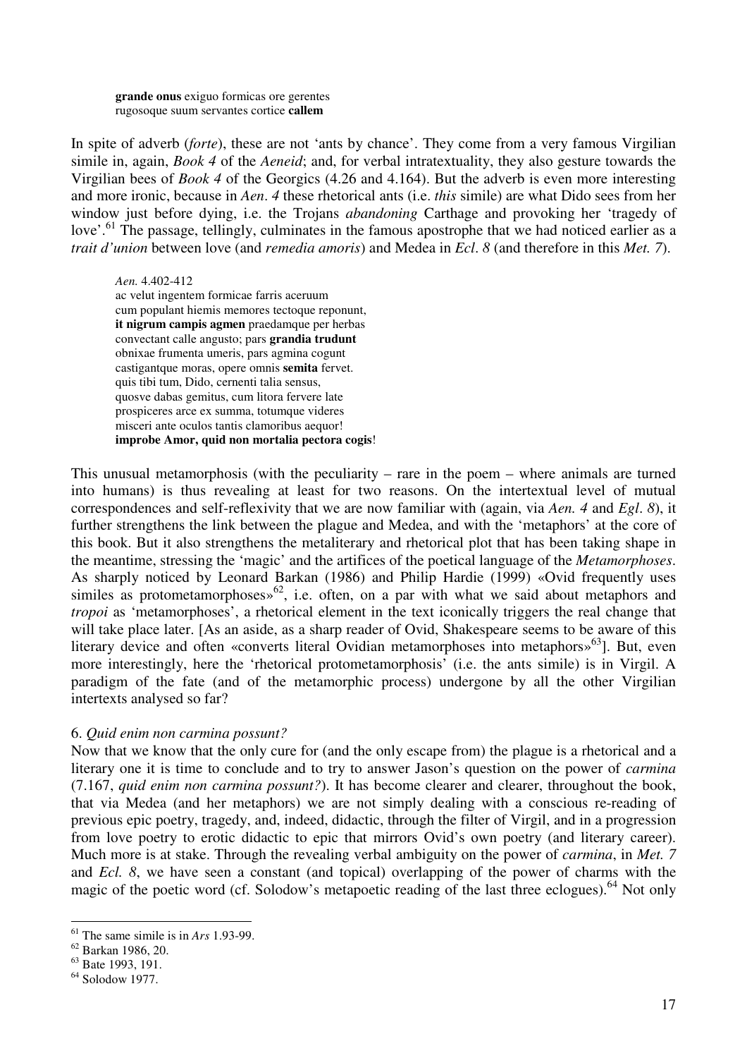> **grande onus** exiguo formicas ore gerentes
> rugosoque suum servantes cortice **callem**

In spite of adverb (*forte*), these are not 'ants by chance'. They come from a very famous Virgilian simile in, again, *Book 4* of the *Aeneid*; and, for verbal intratextuality, they also gesture towards the Virgilian bees of *Book 4* of the Georgics (4.26 and 4.164). But the adverb is even more interesting and more ironic, because in *Aen. 4* these rhetorical ants (i.e. *this* simile) are what Dido sees from her window just before dying, i.e. the Trojans *abandoning* Carthage and provoking her 'tragedy of love'.[61] The passage, tellingly, culminates in the famous apostrophe that we had noticed earlier as a *trait d'union* between love (and *remedia amoris*) and Medea in *Ecl. 8* (and therefore in this *Met. 7*).

> *Aen.* 4.402-412
> ac velut ingentem formicae farris acervum
> cum populant hiemis memores tectoque reponunt,
> **it nigrum campis agmen** praedamque per herbas
> convectant calle angusto; pars **grandia trudunt**
> obnixae frumenta umeris, pars agmina cogunt
> castigantque moras, opere omnis **semita** fervet.
> quis tibi tum, Dido, cernenti talia sensus,
> quosve dabas gemitus, cum litora fervere late
> prospiceres arce ex summa, totumque videres
> misceri ante oculos tantis clamoribus aequor!
> **improbe Amor, quid non mortalia pectora cogis**!

This unusual metamorphosis (with the peculiarity – rare in the poem – where animals are turned into humans) is thus revealing at least for two reasons. On the intertextual level of mutual correspondences and self-reflexivity that we are now familiar with (again, via *Aen. 4* and *Egl. 8*), it further strengthens the link between the plague and Medea, and with the 'metaphors' at the core of this book. But it also strengthens the metaliterary and rhetorical plot that has been taking shape in the meantime, stressing the 'magic' and the artifices of the poetical language of the *Metamorphoses*. As sharply noticed by Leonard Barkan (1986) and Philip Hardie (1999) «Ovid frequently uses similes as protometamorphoses»[62], i.e. often, on a par with what we said about metaphors and *tropoi* as 'metamorphoses', a rhetorical element in the text iconically triggers the real change that will take place later. [As an aside, as a sharp reader of Ovid, Shakespeare seems to be aware of this literary device and often «converts literal Ovidian metamorphoses into metaphors»[63]]. But, even more interestingly, here the 'rhetorical protometamorphosis' (i.e. the ants simile) is in Virgil. A paradigm of the fate (and of the metamorphic process) undergone by all the other Virgilian intertexts analysed so far?

### 6. *Quid enim non carmina possunt?*

Now that we know that the only cure for (and the only escape from) the plague is a rhetorical and a literary one it is time to conclude and to try to answer Jason's question on the power of *carmina* (7.167, *quid enim non carmina possunt?*). It has become clearer and clearer, throughout the book, that via Medea (and her metaphors) we are not simply dealing with a conscious re-reading of previous epic poetry, tragedy, and, indeed, didactic, through the filter of Virgil, and in a progression from love poetry to erotic didactic to epic that mirrors Ovid's own poetry (and literary career). Much more is at stake. Through the revealing verbal ambiguity on the power of *carmina*, in *Met. 7* and *Ecl. 8*, we have seen a constant (and topical) overlapping of the power of charms with the magic of the poetic word (cf. Solodow's metapoetic reading of the last three eclogues).[64] Not only

---

[61] The same simile is in *Ars* 1.93-99.

[62] Barkan 1986, 20.

[63] Bate 1993, 191.

[64] Solodow 1977.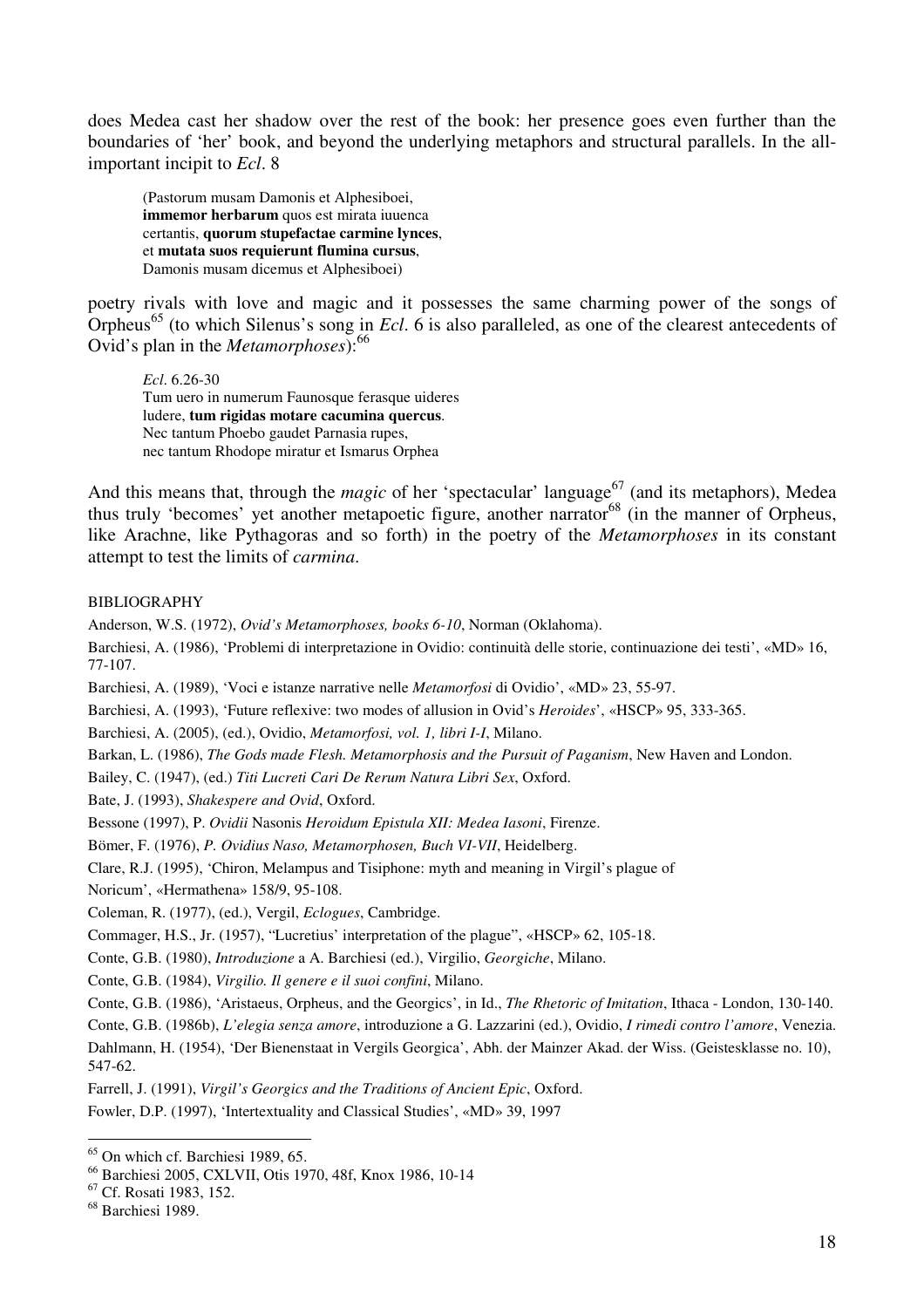does Medea cast her shadow over the rest of the book: her presence goes even further than the boundaries of 'her' book, and beyond the underlying metaphors and structural parallels. In the all-important incipit to *Ecl*. 8

> (Pastorum musam Damonis et Alphesiboei,
> **immemor herbarum** quos est mirata iuuenca
> certantis, **quorum stupefactae carmine lynces**,
> et **mutata suos requierunt flumina cursus**,
> Damonis musam dicemus et Alphesiboei)

poetry rivals with love and magic and it possesses the same charming power of the songs of Orpheus[65] (to which Silenus's song in *Ecl*. 6 is also paralleled, as one of the clearest antecedents of Ovid's plan in the *Metamorphoses*):[66]

> *Ecl*. 6.26-30
> Tum uero in numerum Faunosque ferasque uideres
> ludere, **tum rigidas motare cacumina quercus**.
> Nec tantum Phoebo gaudet Parnasia rupes,
> nec tantum Rhodope miratur et Ismarus Orphea

And this means that, through the *magic* of her 'spectacular' language[67] (and its metaphors), Medea thus truly 'becomes' yet another metapoetic figure, another narrator[68] (in the manner of Orpheus, like Arachne, like Pythagoras and so forth) in the poetry of the *Metamorphoses* in its constant attempt to test the limits of *carmina*.

## BIBLIOGRAPHY

Anderson, W.S. (1972), *Ovid's Metamorphoses, books 6-10*, Norman (Oklahoma).

Barchiesi, A. (1986), 'Problemi di interpretazione in Ovidio: continuità delle storie, continuazione dei testi', «MD» 16, 77-107.

Barchiesi, A. (1989), 'Voci e istanze narrative nelle *Metamorfosi* di Ovidio', «MD» 23, 55-97.

Barchiesi, A. (1993), 'Future reflexive: two modes of allusion in Ovid's *Heroides*', «HSCP» 95, 333-365.

Barchiesi, A. (2005), (ed.), Ovidio, *Metamorfosi, vol. 1, libri I-I*, Milano.

Barkan, L. (1986), *The Gods made Flesh. Metamorphosis and the Pursuit of Paganism*, New Haven and London.

Bailey, C. (1947), (ed.) *Titi Lucreti Cari De Rerum Natura Libri Sex*, Oxford.

Bate, J. (1993), *Shakespere and Ovid*, Oxford.

Bessone (1997), P. *Ovidii* Nasonis *Heroidum Epistula XII: Medea Iasoni*, Firenze.

Bömer, F. (1976), *P. Ovidius Naso, Metamorphosen, Buch VI-VII*, Heidelberg.

Clare, R.J. (1995), 'Chiron, Melampus and Tisiphone: myth and meaning in Virgil's plague of Noricum', «Hermathena» 158/9, 95-108.

Coleman, R. (1977), (ed.), Vergil, *Eclogues*, Cambridge.

Commager, H.S., Jr. (1957), "Lucretius' interpretation of the plague", «HSCP» 62, 105-18.

Conte, G.B. (1980), *Introduzione* a A. Barchiesi (ed.), Virgilio, *Georgiche*, Milano.

Conte, G.B. (1984), *Virgilio. Il genere e il suoi confini*, Milano.

Conte, G.B. (1986), 'Aristaeus, Orpheus, and the Georgics', in Id., *The Rhetoric of Imitation*, Ithaca - London, 130-140.

Conte, G.B. (1986b), *L'elegia senza amore*, introduzione a G. Lazzarini (ed.), Ovidio, *I rimedi contro l'amore*, Venezia.

Dahlmann, H. (1954), 'Der Bienenstaat in Vergils Georgica', Abh. der Mainzer Akad. der Wiss. (Geistesklasse no. 10), 547-62.

Farrell, J. (1991), *Virgil's Georgics and the Traditions of Ancient Epic*, Oxford.

Fowler, D.P. (1997), 'Intertextuality and Classical Studies', «MD» 39, 1997

---

[65] On which cf. Barchiesi 1989, 65.

[66] Barchiesi 2005, CXLVII, Otis 1970, 48f, Knox 1986, 10-14

[67] Cf. Rosati 1983, 152.

[68] Barchiesi 1989.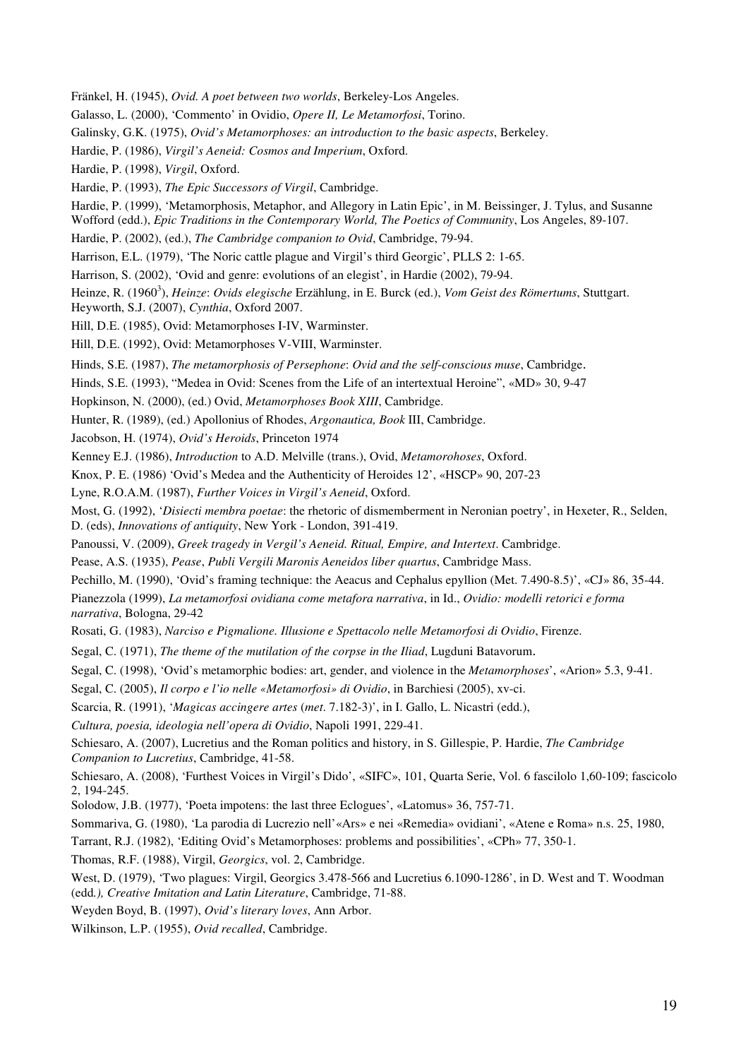Fränkel, H. (1945), *Ovid. A poet between two worlds*, Berkeley-Los Angeles.

Galasso, L. (2000), 'Commento' in Ovidio, *Opere II, Le Metamorfosi*, Torino.

Galinsky, G.K. (1975), *Ovid's Metamorphoses: an introduction to the basic aspects*, Berkeley.

Hardie, P. (1986), *Virgil's Aeneid: Cosmos and Imperium*, Oxford.

Hardie, P. (1998), *Virgil*, Oxford.

Hardie, P. (1993), *The Epic Successors of Virgil*, Cambridge.

Hardie, P. (1999), 'Metamorphosis, Metaphor, and Allegory in Latin Epic', in M. Beissinger, J. Tylus, and Susanne Wofford (edd.), *Epic Traditions in the Contemporary World, The Poetics of Community*, Los Angeles, 89-107.

Hardie, P. (2002), (ed.), *The Cambridge companion to Ovid*, Cambridge, 79-94.

Harrison, E.L. (1979), 'The Noric cattle plague and Virgil's third Georgic', PLLS 2: 1-65.

Harrison, S. (2002), 'Ovid and genre: evolutions of an elegist', in Hardie (2002), 79-94.

Heinze, R. (1960[3]), *Heinze*: *Ovids elegische* Erzählung, in E. Burck (ed.), *Vom Geist des Römertums*, Stuttgart.

Heyworth, S.J. (2007), *Cynthia*, Oxford 2007.

Hill, D.E. (1985), Ovid: Metamorphoses I-IV, Warminster.

Hill, D.E. (1992), Ovid: Metamorphoses V-VIII, Warminster.

Hinds, S.E. (1987), *The metamorphosis of Persephone*: *Ovid and the self-conscious muse*, Cambridge.

Hinds, S.E. (1993), "Medea in Ovid: Scenes from the Life of an intertextual Heroine", «MD» 30, 9-47

Hopkinson, N. (2000), (ed.) Ovid, *Metamorphoses Book XIII*, Cambridge.

Hunter, R. (1989), (ed.) Apollonius of Rhodes, *Argonautica, Book* III, Cambridge.

Jacobson, H. (1974), *Ovid's Heroids*, Princeton 1974

Kenney E.J. (1986), *Introduction* to A.D. Melville (trans.), Ovid, *Metamorohoses*, Oxford.

Knox, P. E. (1986) 'Ovid's Medea and the Authenticity of Heroides 12', «HSCP» 90, 207-23

Lyne, R.O.A.M. (1987), *Further Voices in Virgil's Aeneid*, Oxford.

Most, G. (1992), '*Disiecti membra poetae*: the rhetoric of dismemberment in Neronian poetry', in Hexeter, R., Selden, D. (eds), *Innovations of antiquity*, New York - London, 391-419.

Panoussi, V. (2009), *Greek tragedy in Vergil's Aeneid. Ritual, Empire, and Intertext*. Cambridge.

Pease, A.S. (1935), *Pease*, *Publi Vergili Maronis Aeneidos liber quartus*, Cambridge Mass.

Pechillo, M. (1990), 'Ovid's framing technique: the Aeacus and Cephalus epyllion (Met. 7.490-8.5)', «CJ» 86, 35-44.

Pianezzola (1999), *La metamorfosi ovidiana come metafora narrativa*, in Id., *Ovidio: modelli retorici e forma narrativa*, Bologna, 29-42

Rosati, G. (1983), *Narciso e Pigmalione. Illusione e Spettacolo nelle Metamorfosi di Ovidio*, Firenze.

Segal, C. (1971), *The theme of the mutilation of the corpse in the Iliad*, Lugduni Batavorum.

Segal, C. (1998), 'Ovid's metamorphic bodies: art, gender, and violence in the *Metamorphoses*', «Arion» 5.3, 9-41.

Segal, C. (2005), *Il corpo e l'io nelle «Metamorfosi» di Ovidio*, in Barchiesi (2005), xv-ci.

Scarcia, R. (1991), '*Magicas accingere artes* (*met*. 7.182-3)', in I. Gallo, L. Nicastri (edd.),

*Cultura, poesia, ideologia nell'opera di Ovidio*, Napoli 1991, 229-41.

Schiesaro, A. (2007), Lucretius and the Roman politics and history, in S. Gillespie, P. Hardie, *The Cambridge Companion to Lucretius*, Cambridge, 41-58.

Schiesaro, A. (2008), 'Furthest Voices in Virgil's Dido', «SIFC», 101, Quarta Serie, Vol. 6 fascilolo 1,60-109; fascicolo 2, 194-245.

Solodow, J.B. (1977), 'Poeta impotens: the last three Eclogues', «Latomus» 36, 757-71.

Sommariva, G. (1980), 'La parodia di Lucrezio nell'«Ars» e nei «Remedia» ovidiani', «Atene e Roma» n.s. 25, 1980,

Tarrant, R.J. (1982), 'Editing Ovid's Metamorphoses: problems and possibilities', «CPh» 77, 350-1.

Thomas, R.F. (1988), Virgil, *Georgics*, vol. 2, Cambridge.

West, D. (1979), 'Two plagues: Virgil, Georgics 3.478-566 and Lucretius 6.1090-1286', in D. West and T. Woodman (edd*.), Creative Imitation and Latin Literature*, Cambridge, 71-88.

Weyden Boyd, B. (1997), *Ovid's literary loves*, Ann Arbor.

Wilkinson, L.P. (1955), *Ovid recalled*, Cambridge.